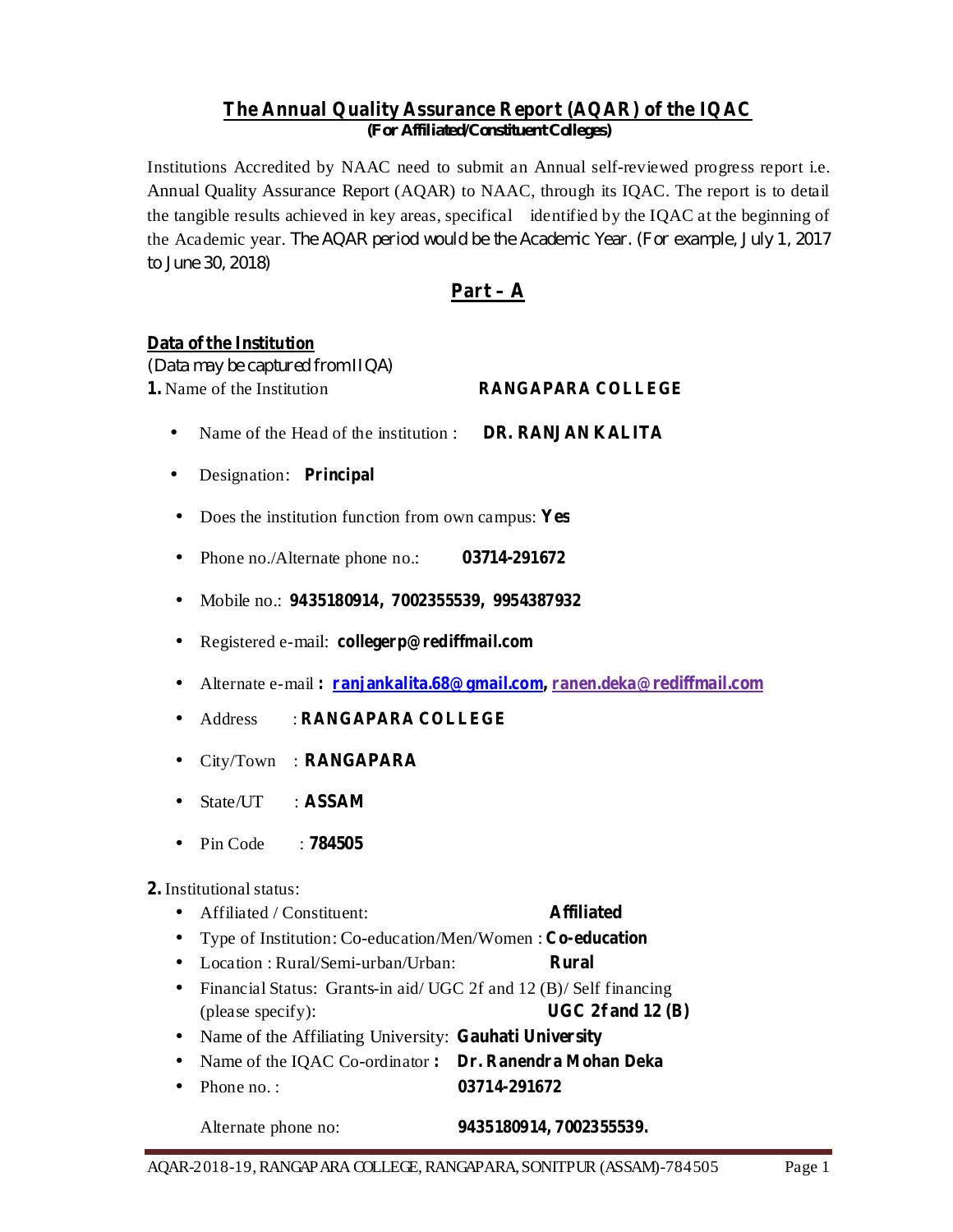# The Annual Quality Assurance Report (AQAR) of the IQAC

**(For Affiliated/Constituent Colleges)**

Institutions Accredited by NAAC need to submit an Annual self-reviewed progress report i.e. Annual Quality Assurance Report (AQAR) to NAAC, through its IQAC. The report is to detail the tangible results achieved in key areas, specifical identified by the IQAC at the beginning of the Academic year. The AQAR period would be the Academic Year. (For example, July 1, 2017 to June 30, 2018)

## Part – A

### Data of the Institution

(Data may be captured from IIQA)

**1.** Name of the Institution **RANGAPARA COLLEGE**

- Name of the Head of the institution : **DR. RANJAN KALITA**
- Designation: **Principal**
- Does the institution function from own campus: **Yes**
- Phone no./Alternate phone no.: **03714-291672**
- Mobile no.: **9435180914, 7002355539, 9954387932**
- Registered e-mail: **collegerp@rediffmail.com**
- Alternate e-mail **: ranjankalita.68@gmail.com, ranen.deka@rediffmail.com**
- Address : **RANGAPARA COLLEGE**
- City/Town : **RANGAPARA**
- State/UT : **ASSAM**
- Pin Code : **784505**

**2.** Institutional status:

- Affiliated / Constituent: **Affiliated**
- Type of Institution: Co-education/Men/Women : **Co-education**
- Location : Rural/Semi-urban/Urban: **Rural**
- Financial Status: Grants-in aid/ UGC 2f and 12 (B)/ Self financing (please specify): **UGC 2f and 12 (B)**
- Name of the Affiliating University: **Gauhati University**
- Name of the IQAC Co-ordinator **: Dr. Ranendra Mohan Deka**
- Phone no. : **03714-291672**

Alternate phone no: **9435180914, 7002355539.**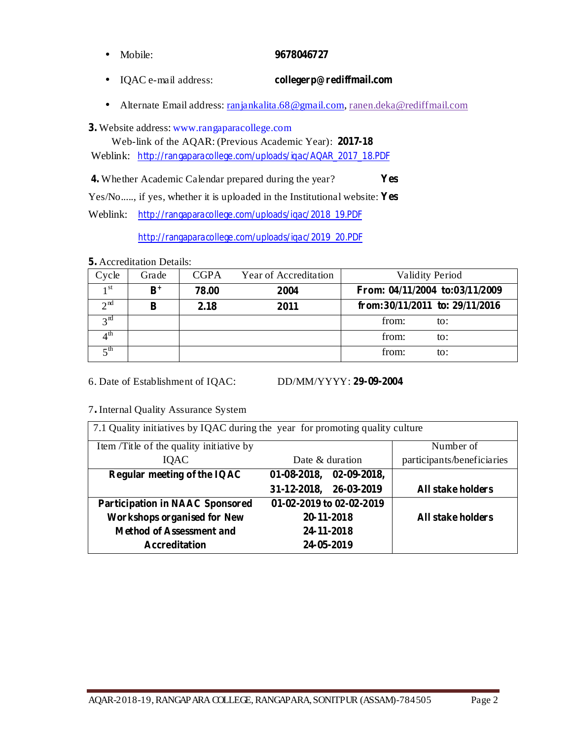- Mobile: **9678046727**
- IQAC e-mail address: **collegerp@rediffmail.com**
- Alternate Email address: ranjankalita.68@gmail.com, ranen.deka@rediffmail.com

**3.** Website address: www.rangaparacollege.com

Web-link of the AQAR: (Previous Academic Year): **2017-18**

Weblink: http://rangaparacollege.com/uploads/iqac/AQAR_2017_18.PDF

**4.** Whether Academic Calendar prepared during the year? **Yes**

Yes/No....., if yes, whether it is uploaded in the Institutional website: **Yes**

Weblink: http://rangaparacollege.com/uploads/iqac/2018_19.PDF

http://rangaparacollege.com/uploads/iqac/2019_20.PDF

**5.** Accreditation Details:

| Cycle | Grade | CGPA | Year of Accreditation | Validity Period |
|---|---|---|---|---|
| 1st | **B+** | **78.00** | **2004** | **From: 04/11/2004 to:03/11/2009** |
| 2nd | **B** | **2.18** | **2011** | **from:30/11/2011 to: 29/11/2016** |
| 3rd | | | | from: to: |
| 4th | | | | from: to: |
| 5th | | | | from: to: |

6. Date of Establishment of IQAC: DD/MM/YYYY: **29-09-2004**

7. Internal Quality Assurance System

| 7.1 Quality initiatives by IQAC during the year for promoting quality culture | | |
|---|---|---|
| Item /Title of the quality initiative by IQAC | Date & duration | Number of participants/beneficiaries |
| **Regular meeting of the IQAC** | **01-08-2018, 02-09-2018, 31-12-2018, 26-03-2019** | **All stake holders** |
| **Participation in NAAC Sponsored Workshops organised for New Method of Assessment and Accreditation** | **01-02-2019 to 02-02-2019**<br>**20-11-2018**<br>**24-11-2018**<br>**24-05-2019** | **All stake holders** |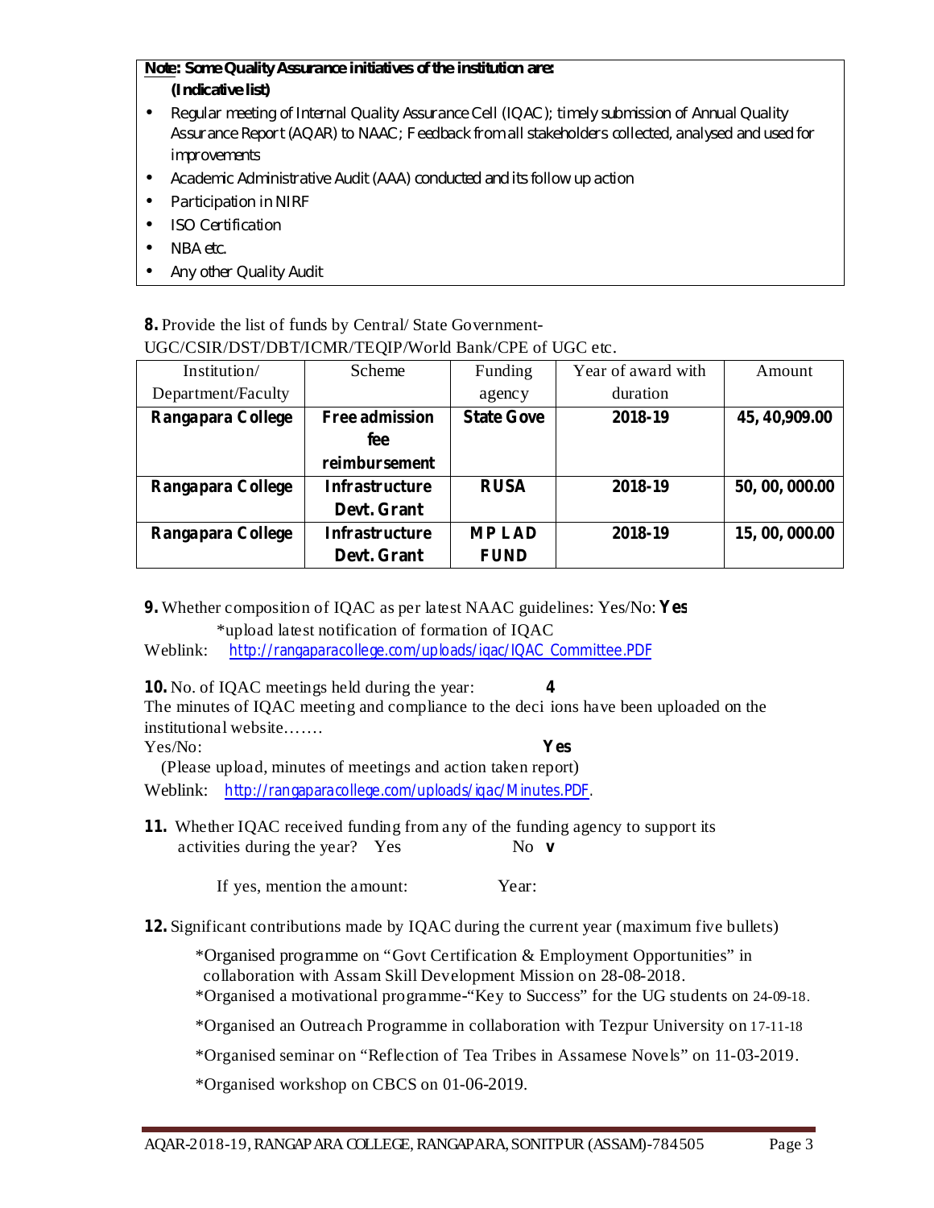**Note: Some Quality Assurance initiatives of the institution are:**
**(Indicative list)**

- Regular meeting of Internal Quality Assurance Cell (IQAC); timely submission of Annual Quality Assurance Report (AQAR) to NAAC; Feedback from all stakeholders collected, analysed and used for improvements
- Academic Administrative Audit (AAA) conducted and its follow up action
- Participation in NIRF
- ISO Certification
- NBA etc.
- Any other Quality Audit

**8.** Provide the list of funds by Central/ State Government- UGC/CSIR/DST/DBT/ICMR/TEQIP/World Bank/CPE of UGC etc.

| Institution/ Department/Faculty | Scheme | Funding agency | Year of award with duration | Amount |
|---|---|---|---|---|
| **Rangapara College** | **Free admission fee reimbursement** | **State Gove** | **2018-19** | **45, 40,909.00** |
| **Rangapara College** | **Infrastructure Devt. Grant** | **RUSA** | **2018-19** | **50, 00, 000.00** |
| **Rangapara College** | **Infrastructure Devt. Grant** | **MP LAD FUND** | **2018-19** | **15, 00, 000.00** |

**9.** Whether composition of IQAC as per latest NAAC guidelines: Yes/No: **Yes**

\*upload latest notification of formation of IQAC

Weblink: http://rangaparacollege.com/uploads/iqac/IQAC_Committee.PDF

**10.** No. of IQAC meetings held during the year: **4**

The minutes of IQAC meeting and compliance to the deci ions have been uploaded on the institutional website…….

Yes/No: **Yes**

(Please upload, minutes of meetings and action taken report)

Weblink: http://rangaparacollege.com/uploads/iqac/Minutes.PDF.

**11.** Whether IQAC received funding from any of the funding agency to support its activities during the year? Yes No **√**

If yes, mention the amount: Year:

**12.** Significant contributions made by IQAC during the current year (maximum five bullets)

\*Organised programme on "Govt Certification & Employment Opportunities" in collaboration with Assam Skill Development Mission on 28-08-2018.

\*Organised a motivational programme-"Key to Success" for the UG students on 24-09-18.

\*Organised an Outreach Programme in collaboration with Tezpur University on 17-11-18

\*Organised seminar on "Reflection of Tea Tribes in Assamese Novels" on 11-03-2019.

\*Organised workshop on CBCS on 01-06-2019.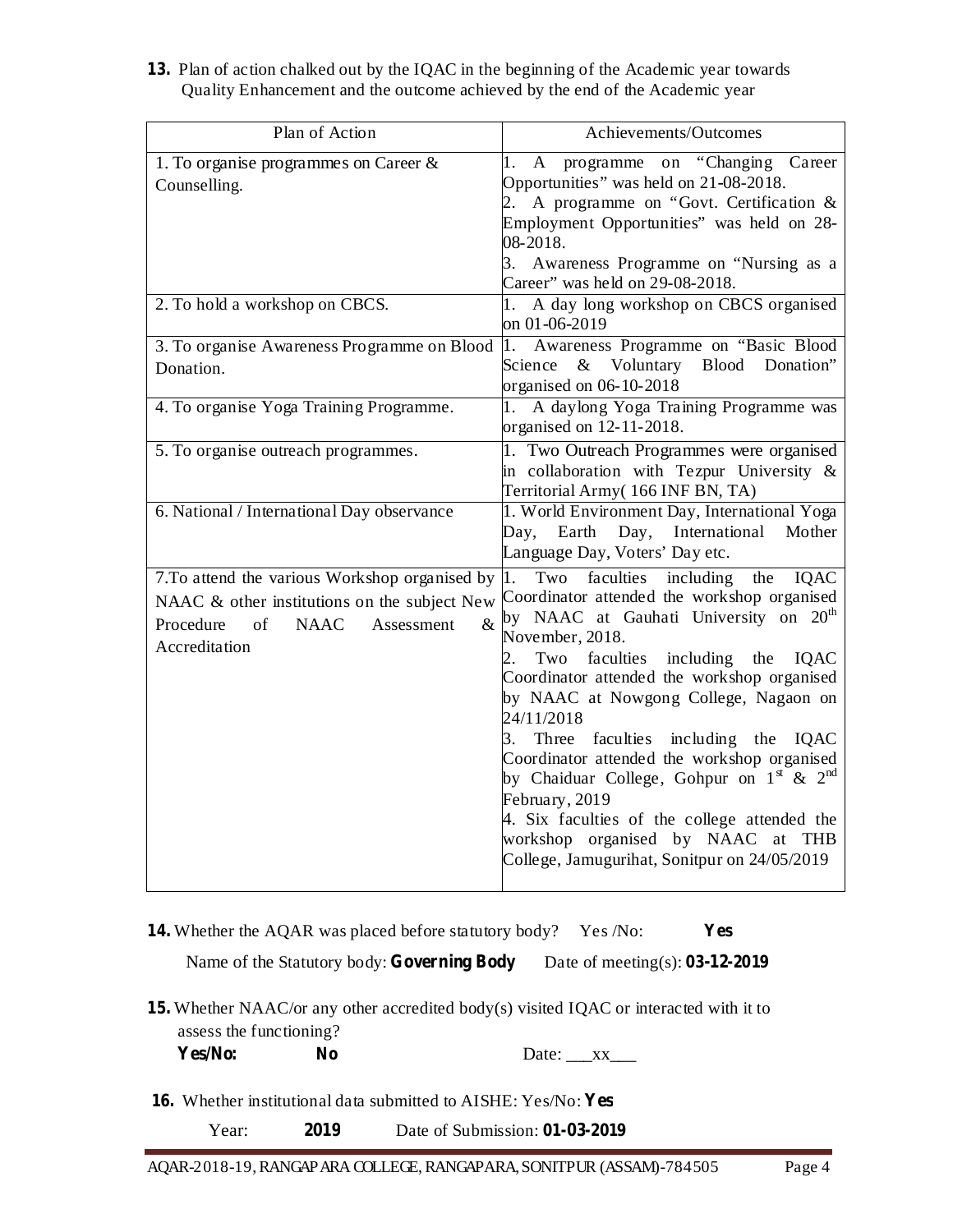**13.** Plan of action chalked out by the IQAC in the beginning of the Academic year towards Quality Enhancement and the outcome achieved by the end of the Academic year

| Plan of Action | Achievements/Outcomes |
|---|---|
| 1. To organise programmes on Career & Counselling. | 1. A programme on "Changing Career Opportunities" was held on 21-08-2018.<br>2. A programme on "Govt. Certification & Employment Opportunities" was held on 28-08-2018.<br>3. Awareness Programme on "Nursing as a Career" was held on 29-08-2018. |
| 2. To hold a workshop on CBCS. | 1. A day long workshop on CBCS organised on 01-06-2019 |
| 3. To organise Awareness Programme on Blood Donation. | 1. Awareness Programme on "Basic Blood Science & Voluntary Blood Donation" organised on 06-10-2018 |
| 4. To organise Yoga Training Programme. | 1. A daylong Yoga Training Programme was organised on 12-11-2018. |
| 5. To organise outreach programmes. | 1. Two Outreach Programmes were organised in collaboration with Tezpur University & Territorial Army( 166 INF BN, TA) |
| 6. National / International Day observance | 1. World Environment Day, International Yoga Day, Earth Day, International Mother Language Day, Voters' Day etc. |
| 7.To attend the various Workshop organised by NAAC & other institutions on the subject New Procedure of NAAC Assessment & Accreditation | 1. Two faculties including the IQAC Coordinator attended the workshop organised by NAAC at Gauhati University on 20th November, 2018.<br>2. Two faculties including the IQAC Coordinator attended the workshop organised by NAAC at Nowgong College, Nagaon on 24/11/2018<br>3. Three faculties including the IQAC Coordinator attended the workshop organised by Chaiduar College, Gohpur on 1st & 2nd February, 2019<br>4. Six faculties of the college attended the workshop organised by NAAC at THB College, Jamugurihat, Sonitpur on 24/05/2019 |

**14.** Whether the AQAR was placed before statutory body? Yes /No: **Yes**

Name of the Statutory body: **Governing Body** Date of meeting(s): **03-12-2019**

**15.** Whether NAAC/or any other accredited body(s) visited IQAC or interacted with it to assess the functioning?

**Yes/No: No** Date: \_\_\_xx\_\_\_

**16.** Whether institutional data submitted to AISHE: Yes/No: **Yes**

Year: **2019** Date of Submission: **01-03-2019**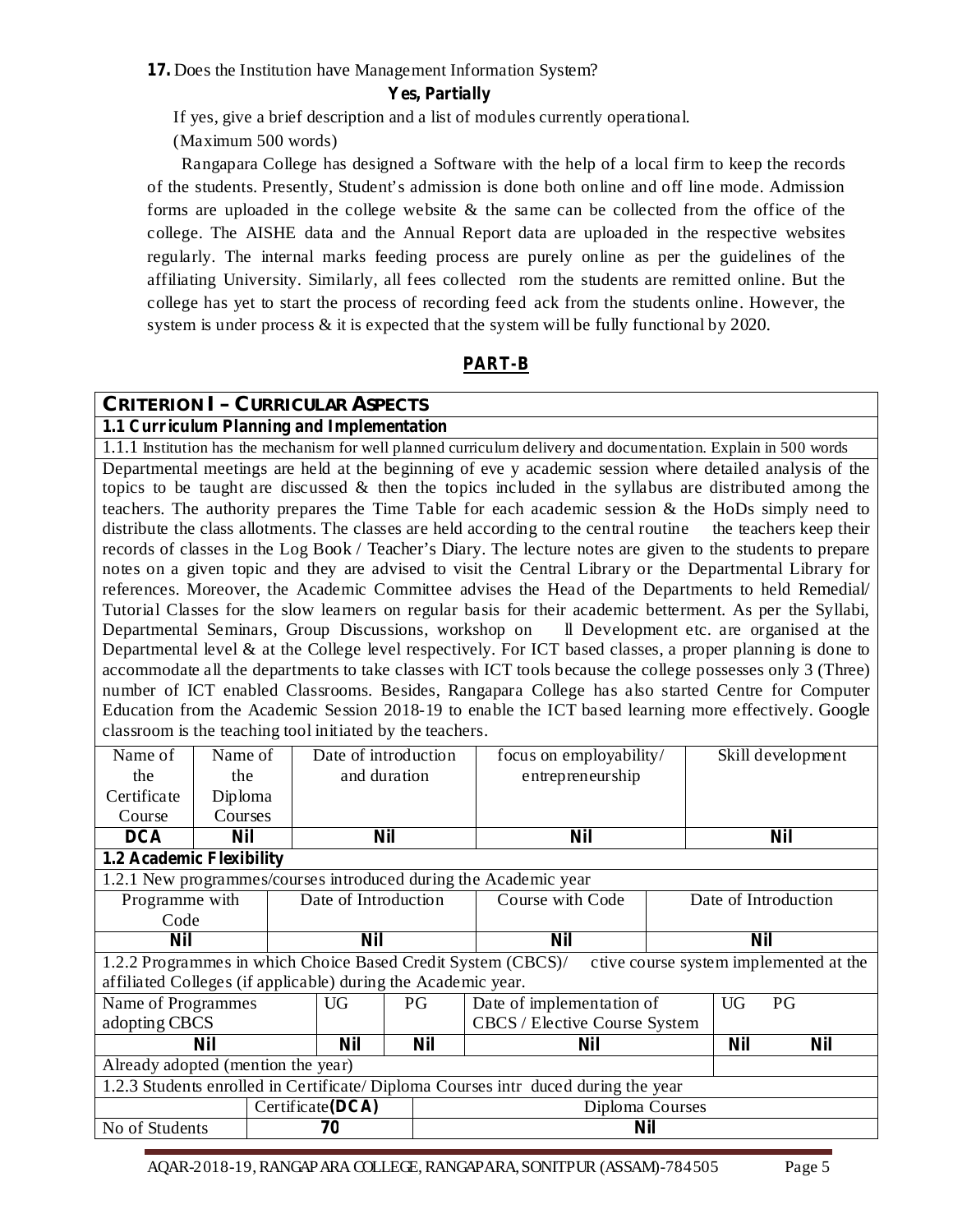**17.** Does the Institution have Management Information System?

**Yes, Partially**

If yes, give a brief description and a list of modules currently operational.

(Maximum 500 words)

Rangapara College has designed a Software with the help of a local firm to keep the records of the students. Presently, Student's admission is done both online and off line mode. Admission forms are uploaded in the college website & the same can be collected from the office of the college. The AISHE data and the Annual Report data are uploaded in the respective websites regularly. The internal marks feeding process are purely online as per the guidelines of the affiliating University. Similarly, all fees collected rom the students are remitted online. But the college has yet to start the process of recording feed ack from the students online. However, the system is under process & it is expected that the system will be fully functional by 2020.

## PART-B

### CRITERION I – CURRICULAR ASPECTS

**1.1 Curriculum Planning and Implementation**

1.1.1 Institution has the mechanism for well planned curriculum delivery and documentation. Explain in 500 words

Departmental meetings are held at the beginning of eve y academic session where detailed analysis of the topics to be taught are discussed & then the topics included in the syllabus are distributed among the teachers. The authority prepares the Time Table for each academic session & the HoDs simply need to distribute the class allotments. The classes are held according to the central routine the teachers keep their records of classes in the Log Book / Teacher's Diary. The lecture notes are given to the students to prepare notes on a given topic and they are advised to visit the Central Library or the Departmental Library for references. Moreover, the Academic Committee advises the Head of the Departments to held Remedial/ Tutorial Classes for the slow learners on regular basis for their academic betterment. As per the Syllabi, Departmental Seminars, Group Discussions, workshop on ll Development etc. are organised at the Departmental level & at the College level respectively. For ICT based classes, a proper planning is done to accommodate all the departments to take classes with ICT tools because the college possesses only 3 (Three) number of ICT enabled Classrooms. Besides, Rangapara College has also started Centre for Computer Education from the Academic Session 2018-19 to enable the ICT based learning more effectively. Google classroom is the teaching tool initiated by the teachers.

| Name of the Certificate Course | Name of the Diploma Courses | Date of introduction and duration | focus on employability/ entrepreneurship | Skill development |
|---|---|---|---|---|
| **DCA** | **Nil** | **Nil** | **Nil** | **Nil** |

**1.2 Academic Flexibility**

1.2.1 New programmes/courses introduced during the Academic year

| Programme with Code | Date of Introduction | Course with Code | Date of Introduction |
|---|---|---|---|
| **Nil** | **Nil** | **Nil** | **Nil** |

1.2.2 Programmes in which Choice Based Credit System (CBCS)/ ctive course system implemented at the affiliated Colleges (if applicable) during the Academic year.

| Name of Programmes adopting CBCS | UG | PG | Date of implementation of CBCS / Elective Course System | UG | PG |
|---|---|---|---|---|---|
| **Nil** | **Nil** | **Nil** | **Nil** | **Nil** | **Nil** |
| Already adopted (mention the year) | | | | | |

1.2.3 Students enrolled in Certificate/ Diploma Courses intr duced during the year

| | Certificate **(DCA)** | Diploma Courses |
|---|---|---|
| No of Students | **70** | **Nil** |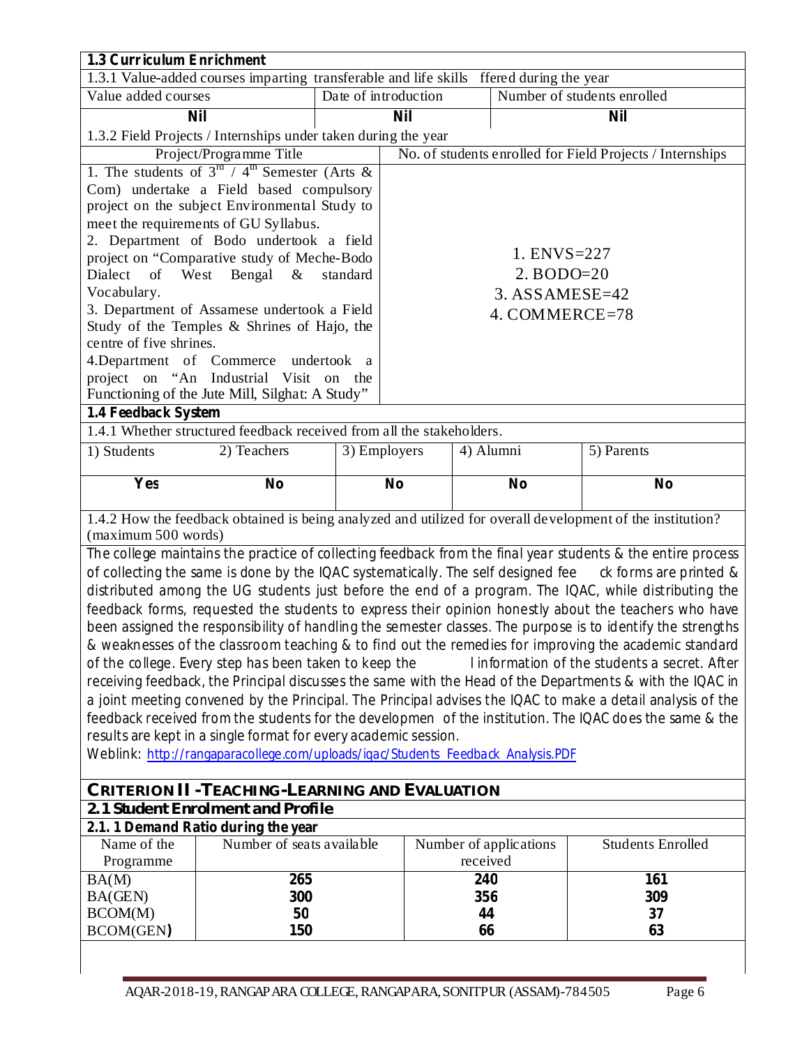**1.3 Curriculum Enrichment**

1.3.1 Value-added courses imparting transferable and life skills ffered during the year

| Value added courses | Date of introduction | Number of students enrolled |
|---|---|---|
| **Nil** | **Nil** | **Nil** |

1.3.2 Field Projects / Internships under taken during the year

| Project/Programme Title | No. of students enrolled for Field Projects / Internships |
|---|---|
| 1. The students of 3rd / 4th Semester (Arts & Com) undertake a Field based compulsory project on the subject Environmental Study to meet the requirements of GU Syllabus.<br>2. Department of Bodo undertook a field project on "Comparative study of Meche-Bodo Dialect of West Bengal & standard Vocabulary.<br>3. Department of Assamese undertook a Field Study of the Temples & Shrines of Hajo, the centre of five shrines.<br>4.Department of Commerce undertook a project on "An Industrial Visit on the Functioning of the Jute Mill, Silghat: A Study" | 1. ENVS=227<br>2. BODO=20<br>3. ASSAMESE=42<br>4. COMMERCE=78 |

**1.4 Feedback System**

1.4.1 Whether structured feedback received from all the stakeholders.

| 1) Students | 2) Teachers | 3) Employers | 4) Alumni | 5) Parents |
|---|---|---|---|---|
| **Yes** | **No** | **No** | **No** | **No** |

1.4.2 How the feedback obtained is being analyzed and utilized for overall development of the institution? (maximum 500 words)

The college maintains the practice of collecting feedback from the final year students & the entire process of collecting the same is done by the IQAC systematically. The self designed fee ck forms are printed & distributed among the UG students just before the end of a program. The IQAC, while distributing the feedback forms, requested the students to express their opinion honestly about the teachers who have been assigned the responsibility of handling the semester classes. The purpose is to identify the strengths & weaknesses of the classroom teaching & to find out the remedies for improving the academic standard of the college. Every step has been taken to keep the l information of the students a secret. After receiving feedback, the Principal discusses the same with the Head of the Departments & with the IQAC in a joint meeting convened by the Principal. The Principal advises the IQAC to make a detail analysis of the feedback received from the students for the developmen of the institution. The IQAC does the same & the results are kept in a single format for every academic session.

Weblink: http://rangaparacollege.com/uploads/iqac/Students Feedback Analysis.PDF

## CRITERION II -TEACHING-LEARNING AND EVALUATION

### 2.1 Student Enrolment and Profile

**2.1. 1 Demand Ratio during the year**

| Name of the Programme | Number of seats available | Number of applications received | Students Enrolled |
|---|---|---|---|
| BA(M) | **265** | **240** | **161** |
| BA(GEN) | **300** | **356** | **309** |
| BCOM(M) | **50** | **44** | **37** |
| BCOM(GEN**)** | **150** | **66** | **63** |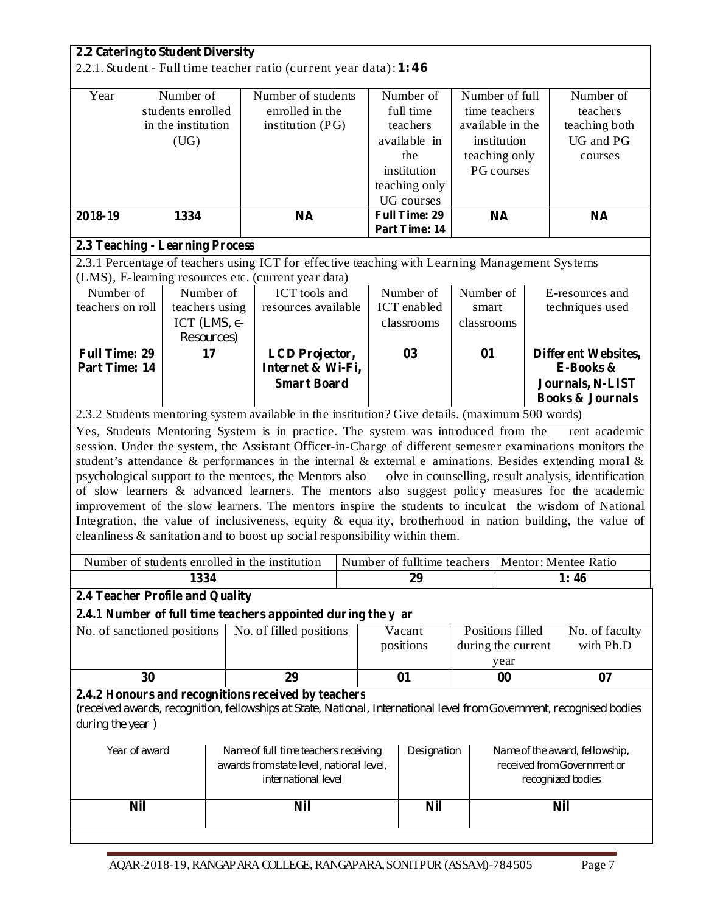**2.2 Catering to Student Diversity**

2.2.1. Student - Full time teacher ratio (current year data): **1: 46**

| Year | Number of students enrolled in the institution (UG) | Number of students enrolled in the institution (PG) | Number of full time teachers available in the institution teaching only UG courses | Number of full time teachers available in the institution teaching only PG courses | Number of teachers teaching both UG and PG courses |
|---|---|---|---|---|---|
| **2018-19** | **1334** | **NA** | **Full Time: 29**<br>**Part Time: 14** | **NA** | **NA** |

**2.3 Teaching - Learning Process**

2.3.1 Percentage of teachers using ICT for effective teaching with Learning Management Systems (LMS), E-learning resources etc. (current year data)

| Number of teachers on roll | Number of teachers using ICT (LMS, e-Resources) | ICT tools and resources available | Number of ICT enabled classrooms | Number of smart classrooms | E-resources and techniques used |
|---|---|---|---|---|---|
| **Full Time: 29**<br>**Part Time: 14** | **17** | **LCD Projector, Internet & Wi-Fi, Smart Board** | **03** | **01** | **Different Websites, E-Books & Journals, N-LIST Books & Journals** |

2.3.2 Students mentoring system available in the institution? Give details. (maximum 500 words)

Yes, Students Mentoring System is in practice. The system was introduced from the rent academic session. Under the system, the Assistant Officer-in-Charge of different semester examinations monitors the student's attendance & performances in the internal & external e aminations. Besides extending moral & psychological support to the mentees, the Mentors also olve in counselling, result analysis, identification of slow learners & advanced learners. The mentors also suggest policy measures for the academic improvement of the slow learners. The mentors inspire the students to inculcat the wisdom of National Integration, the value of inclusiveness, equity & equa ity, brotherhood in nation building, the value of cleanliness & sanitation and to boost up social responsibility within them.

| Number of students enrolled in the institution | Number of fulltime teachers | Mentor: Mentee Ratio |
|---|---|---|
| **1334** | **29** | **1: 46** |

**2.4 Teacher Profile and Quality**

**2.4.1 Number of full time teachers appointed during the y ar**

| No. of sanctioned positions | No. of filled positions | Vacant positions | Positions filled during the current year | No. of faculty with Ph.D |
|---|---|---|---|---|
| **30** | **29** | **01** | **00** | **07** |

**2.4.2 Honours and recognitions received by teachers**

(received awards, recognition, fellowships at State, National, International level from Government, recognised bodies during the year )

| Year of award | Name of full time teachers receiving awards from state level, national level, international level | Designation | Name of the award, fellowship, received from Government or recognized bodies |
|---|---|---|---|
| **Nil** | **Nil** | **Nil** | **Nil** |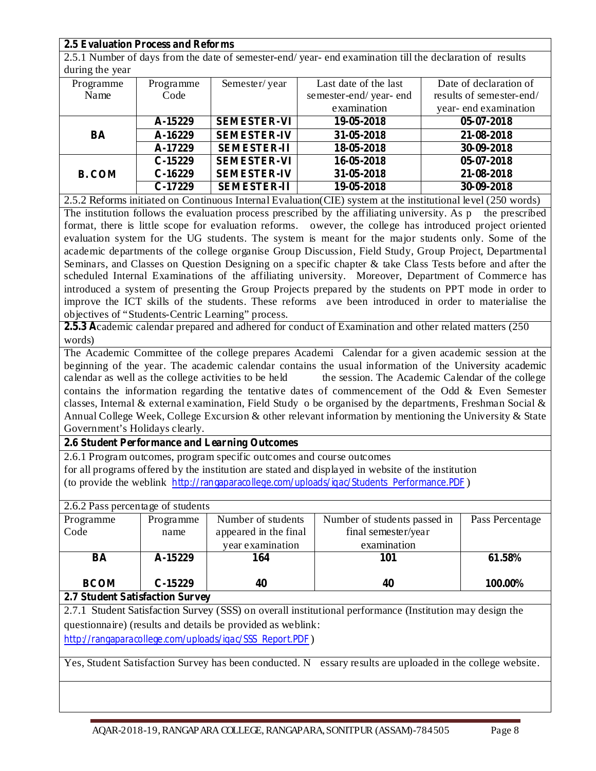## 2.5 Evaluation Process and Reforms

2.5.1 Number of days from the date of semester-end/ year- end examination till the declaration of results during the year

| Programme Name | Programme Code | Semester/ year | Last date of the last semester-end/ year- end examination | Date of declaration of results of semester-end/ year- end examination |
|---|---|---|---|---|
| **BA** | **A-15229** | **SEMESTER-VI** | **19-05-2018** | **05-07-2018** |
| | **A-16229** | **SEMESTER-IV** | **31-05-2018** | **21-08-2018** |
| | **A-17229** | **SEMESTER-II** | **18-05-2018** | **30-09-2018** |
| **B.COM** | **C-15229** | **SEMESTER-VI** | **16-05-2018** | **05-07-2018** |
| | **C-16229** | **SEMESTER-IV** | **31-05-2018** | **21-08-2018** |
| | **C-17229** | **SEMESTER-II** | **19-05-2018** | **30-09-2018** |

2.5.2 Reforms initiated on Continuous Internal Evaluation(CIE) system at the institutional level (250 words)

The institution follows the evaluation process prescribed by the affiliating university. As p the prescribed format, there is little scope for evaluation reforms. owever, the college has introduced project oriented evaluation system for the UG students. The system is meant for the major students only. Some of the academic departments of the college organise Group Discussion, Field Study, Group Project, Departmental Seminars, and Classes on Question Designing on a specific chapter & take Class Tests before and after the scheduled Internal Examinations of the affiliating university. Moreover, Department of Commerce has introduced a system of presenting the Group Projects prepared by the students on PPT mode in order to improve the ICT skills of the students. These reforms ave been introduced in order to materialise the objectives of "Students-Centric Learning" process.

**2.5.3 A**cademic calendar prepared and adhered for conduct of Examination and other related matters (250 words)

The Academic Committee of the college prepares Academi Calendar for a given academic session at the beginning of the year. The academic calendar contains the usual information of the University academic calendar as well as the college activities to be held the session. The Academic Calendar of the college contains the information regarding the tentative dates of commencement of the Odd & Even Semester classes, Internal & external examination, Field Study o be organised by the departments, Freshman Social & Annual College Week, College Excursion & other relevant information by mentioning the University & State Government's Holidays clearly.

## 2.6 Student Performance and Learning Outcomes

2.6.1 Program outcomes, program specific outcomes and course outcomes for all programs offered by the institution are stated and displayed in website of the institution (to provide the weblink http://rangaparacollege.com/uploads/iqac/Students_Performance.PDF )

2.6.2 Pass percentage of students

| Programme Code | Programme name | Number of students appeared in the final year examination | Number of students passed in final semester/year examination | Pass Percentage |
|---|---|---|---|---|
| **BA** | **A-15229** | **164** | **101** | **61.58%** |
| **BCOM** | **C-15229** | **40** | **40** | **100.00%** |

## 2.7 Student Satisfaction Survey

2.7.1 Student Satisfaction Survey (SSS) on overall institutional performance (Institution may design the questionnaire) (results and details be provided as weblink: http://rangaparacollege.com/uploads/iqac/SSS_Report.PDF )

Yes, Student Satisfaction Survey has been conducted. N essary results are uploaded in the college website.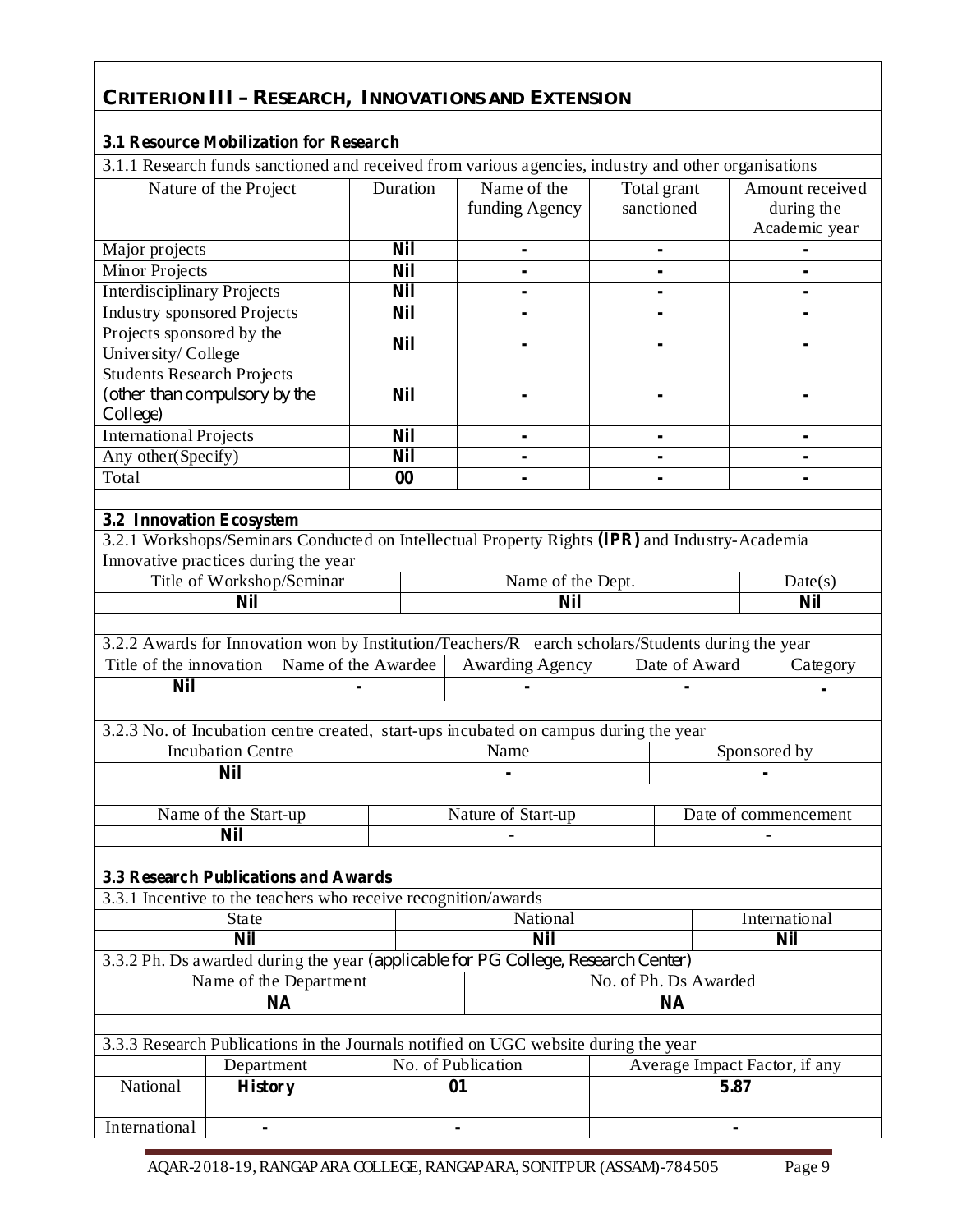## CRITERION III – RESEARCH, INNOVATIONS AND EXTENSION

### 3.1 Resource Mobilization for Research

3.1.1 Research funds sanctioned and received from various agencies, industry and other organisations

| Nature of the Project | Duration | Name of the funding Agency | Total grant sanctioned | Amount received during the Academic year |
|---|---|---|---|---|
| Major projects | **Nil** | - | - | - |
| Minor Projects | **Nil** | - | - | - |
| Interdisciplinary Projects | **Nil** | - | - | - |
| Industry sponsored Projects | **Nil** | - | - | - |
| Projects sponsored by the University/ College | **Nil** | - | - | - |
| Students Research Projects (other than compulsory by the College) | **Nil** | - | - | - |
| International Projects | **Nil** | - | - | - |
| Any other(Specify) | **Nil** | - | - | - |
| Total | **00** | - | - | - |

### 3.2 Innovation Ecosystem

3.2.1 Workshops/Seminars Conducted on Intellectual Property Rights **(IPR)** and Industry-Academia Innovative practices during the year

| Title of Workshop/Seminar | Name of the Dept. | Date(s) |
|---|---|---|
| **Nil** | **Nil** | **Nil** |

3.2.2 Awards for Innovation won by Institution/Teachers/R earch scholars/Students during the year

| Title of the innovation | Name of the Awardee | Awarding Agency | Date of Award | Category |
|---|---|---|---|---|
| **Nil** | - | - | - | - |

3.2.3 No. of Incubation centre created, start-ups incubated on campus during the year

| Incubation Centre | Name | Sponsored by |
|---|---|---|
| **Nil** | - | - |

| Name of the Start-up | Nature of Start-up | Date of commencement |
|---|---|---|
| **Nil** | - | - |

### 3.3 Research Publications and Awards

3.3.1 Incentive to the teachers who receive recognition/awards

| State | National | International |
|---|---|---|
| **Nil** | **Nil** | **Nil** |

3.3.2 Ph. Ds awarded during the year (applicable for PG College, Research Center)

| Name of the Department | No. of Ph. Ds Awarded |
|---|---|
| **NA** | **NA** |

3.3.3 Research Publications in the Journals notified on UGC website during the year

| | Department | No. of Publication | Average Impact Factor, if any |
|---|---|---|---|
| National | **History** | **01** | **5.87** |
| International | - | - | - |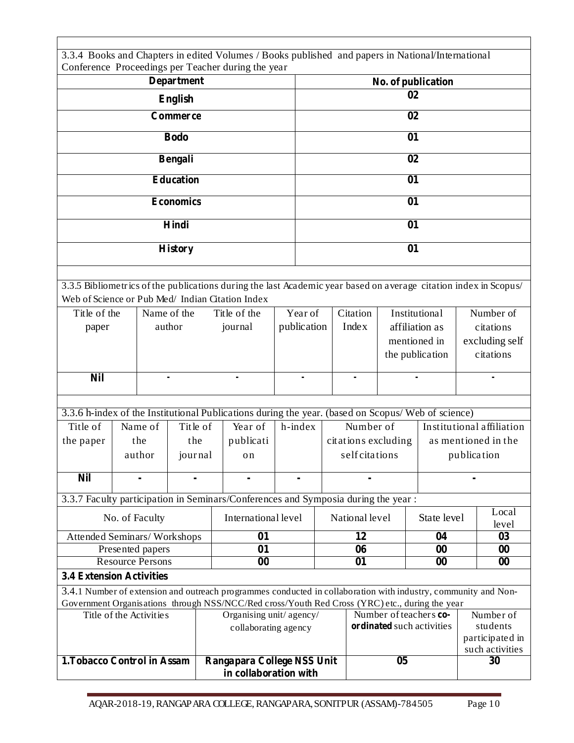3.3.4 Books and Chapters in edited Volumes / Books published and papers in National/International Conference Proceedings per Teacher during the year

| Department | No. of publication |
|---|---|
| English | 02 |
| Commerce | 02 |
| Bodo | 01 |
| Bengali | 02 |
| Education | 01 |
| Economics | 01 |
| Hindi | 01 |
| History | 01 |

3.3.5 Bibliometrics of the publications during the last Academic year based on average citation index in Scopus/ Web of Science or Pub Med/ Indian Citation Index

| Title of the paper | Name of the author | Title of the journal | Year of publication | Citation Index | Institutional affiliation as mentioned in the publication | Number of citations excluding self citations |
|---|---|---|---|---|---|---|
| Nil | - | - | - | - | - | - |

3.3.6 h-index of the Institutional Publications during the year. (based on Scopus/ Web of science)

| Title of the paper | Name of the author | Title of the journal | Year of publication | h-index | Number of citations excluding self citations | Institutional affiliation as mentioned in the publication |
|---|---|---|---|---|---|---|
| Nil | - | - | - | - | - | - |

3.3.7 Faculty participation in Seminars/Conferences and Symposia during the year :

| No. of Faculty | International level | National level | State level | Local level |
|---|---|---|---|---|
| Attended Seminars/ Workshops | 01 | 12 | 04 | 03 |
| Presented papers | 01 | 06 | 00 | 00 |
| Resource Persons | 00 | 01 | 00 | 00 |

**3.4 Extension Activities**

3.4.1 Number of extension and outreach programmes conducted in collaboration with industry, community and Non-Government Organisations through NSS/NCC/Red cross/Youth Red Cross (YRC) etc., during the year

| Title of the Activities | Organising unit/ agency/ collaborating agency | Number of teachers **co-ordinated** such activities | Number of students participated in such activities |
|---|---|---|---|
| **1.Tobacco Control in Assam** | **Rangapara College NSS Unit in collaboration with** | **05** | **30** |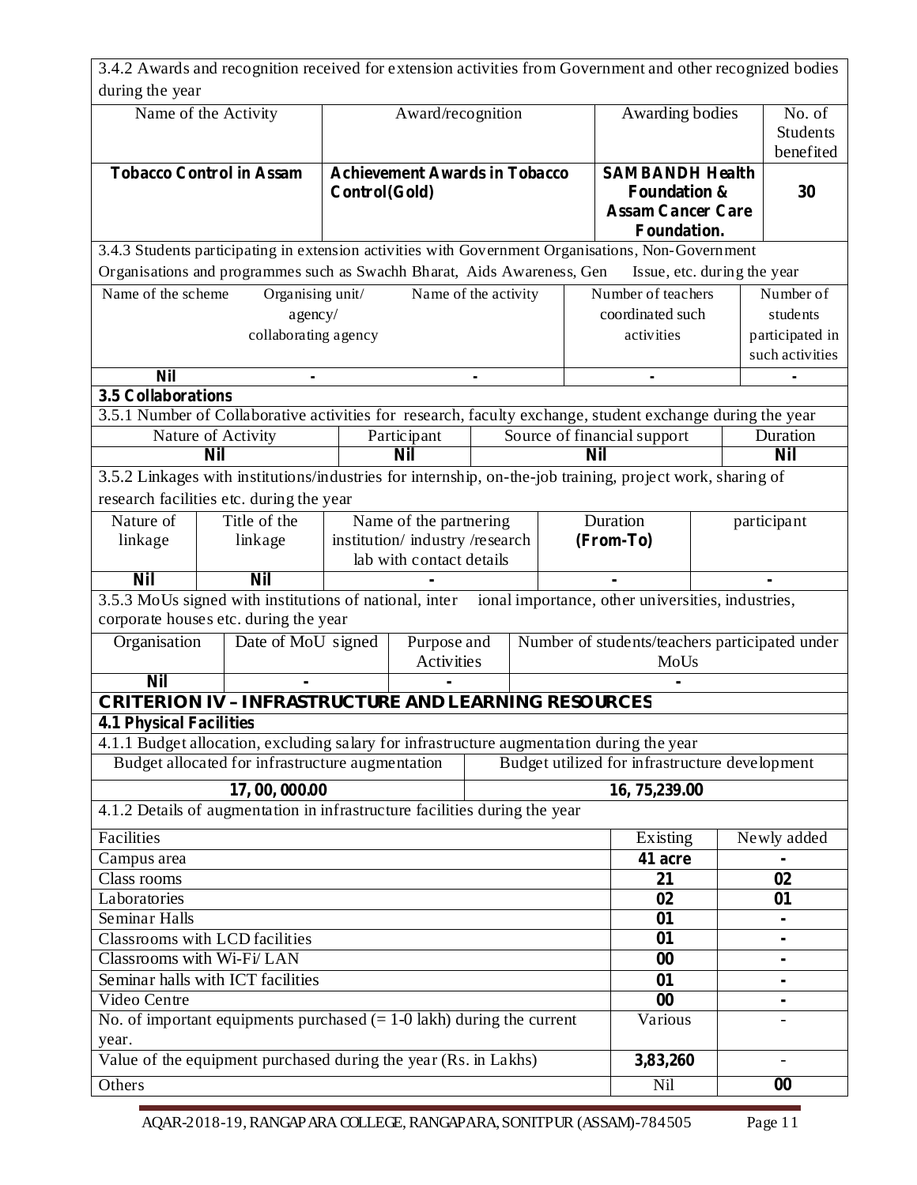3.4.2 Awards and recognition received for extension activities from Government and other recognized bodies during the year

| Name of the Activity | Award/recognition | Awarding bodies | No. of Students benefited |
|---|---|---|---|
| **Tobacco Control in Assam** | **Achievement Awards in Tobacco Control(Gold)** | **SAMBANDH Health Foundation & Assam Cancer Care Foundation.** | **30** |

3.4.3 Students participating in extension activities with Government Organisations, Non-Government Organisations and programmes such as Swachh Bharat, Aids Awareness, Gen Issue, etc. during the year

| Name of the scheme | Organising unit/ agency/ collaborating agency | Name of the activity | Number of teachers coordinated such activities | Number of students participated in such activities |
|---|---|---|---|---|
| **Nil** | - | - | - | - |

**3.5 Collaborations**

3.5.1 Number of Collaborative activities for research, faculty exchange, student exchange during the year

| Nature of Activity | Participant | Source of financial support | Duration |
|---|---|---|---|
| **Nil** | **Nil** | **Nil** | **Nil** |

3.5.2 Linkages with institutions/industries for internship, on-the-job training, project work, sharing of research facilities etc. during the year

| Nature of linkage | Title of the linkage | Name of the partnering institution/ industry /research lab with contact details | Duration **(From-To)** | participant |
|---|---|---|---|---|
| **Nil** | **Nil** | - | - | - |

3.5.3 MoUs signed with institutions of national, inter ional importance, other universities, industries, corporate houses etc. during the year

| Organisation | Date of MoU signed | Purpose and Activities | Number of students/teachers participated under MoUs |
|---|---|---|---|
| **Nil** | - | - | - |

## CRITERION IV – INFRASTRUCTURE AND LEARNING RESOURCES

**4.1 Physical Facilities**

4.1.1 Budget allocation, excluding salary for infrastructure augmentation during the year

| Budget allocated for infrastructure augmentation | Budget utilized for infrastructure development |
|---|---|
| **17, 00, 000.00** | **16, 75,239.00** |

4.1.2 Details of augmentation in infrastructure facilities during the year

| Facilities | Existing | Newly added |
|---|---|---|
| Campus area | **41 acre** | - |
| Class rooms | **21** | **02** |
| Laboratories | **02** | **01** |
| Seminar Halls | **01** | - |
| Classrooms with LCD facilities | **01** | - |
| Classrooms with Wi-Fi/ LAN | **00** | - |
| Seminar halls with ICT facilities | **01** | - |
| Video Centre | **00** | - |
| No. of important equipments purchased (= 1-0 lakh) during the current year. | Various | - |
| Value of the equipment purchased during the year (Rs. in Lakhs) | **3,83,260** | - |
| Others | Nil | **00** |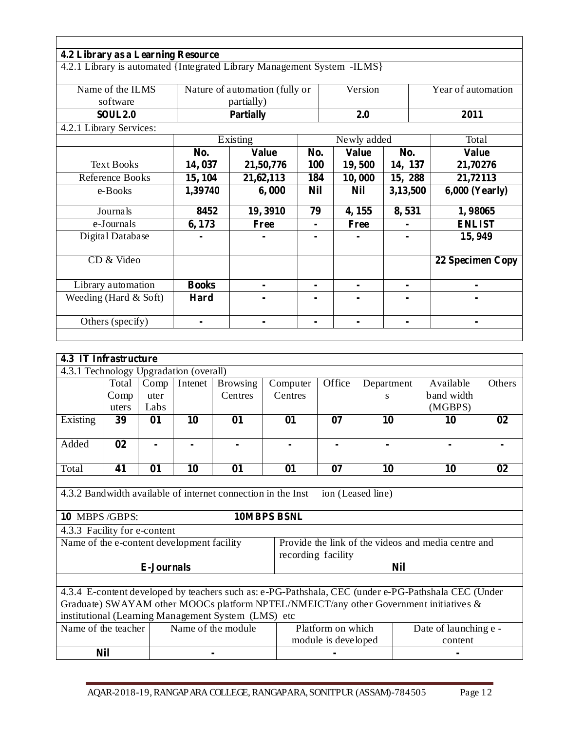### 4.2 Library as a Learning Resource

4.2.1 Library is automated {Integrated Library Management System -ILMS}

| Name of the ILMS software | Nature of automation (fully or partially) | Version | Year of automation |
|---|---|---|---|
| **SOUL 2.0** | **Partially** | **2.0** | **2011** |

4.2.1 Library Services:

| | Existing | | Newly added | | Total | |
|---|---|---|---|---|---|---|
| | **No.** | **Value** | **No.** | **Value** | **No.** | **Value** |
| Text Books | **14, 037** | **21,50,776** | **100** | **19, 500** | **14, 137** | **21,70276** |
| Reference Books | **15, 104** | **21,62,113** | **184** | **10, 000** | **15, 288** | **21,72113** |
| e-Books | **1,39740** | **6, 000** | **Nil** | **Nil** | **3,13,500** | **6,000 (Yearly)** |
| Journals | **8452** | **19, 3910** | **79** | **4, 155** | **8, 531** | **1, 98065** |
| e-Journals | **6, 173** | **Free** | **-** | **Free** | **-** | **ENLIST** |
| Digital Database | **-** | **-** | **-** | **-** | **-** | **15, 949** |
| CD & Video | | | | | | **22 Specimen Copy** |
| Library automation | **Books** | **-** | **-** | **-** | **-** | **-** |
| Weeding (Hard & Soft) | **Hard** | **-** | **-** | **-** | **-** | **-** |
| Others (specify) | **-** | **-** | **-** | **-** | **-** | **-** |

### 4.3 IT Infrastructure

4.3.1 Technology Upgradation (overall)

| | Total Computers | Computer Labs | Intenet | Browsing Centres | Computer Centres | Office | Departments | Available band width (MGBPS) | Others |
|---|---|---|---|---|---|---|---|---|---|
| Existing | **39** | **01** | **10** | **01** | **01** | **07** | **10** | **10** | **02** |
| Added | **02** | **-** | **-** | **-** | **-** | **-** | **-** | **-** | **-** |
| Total | **41** | **01** | **10** | **01** | **01** | **07** | **10** | **10** | **02** |

4.3.2 Bandwidth available of internet connection in the Inst ion (Leased line)

**10** MBPS /GBPS: **10MBPS BSNL**

4.3.3 Facility for e-content

| Name of the e-content development facility | Provide the link of the videos and media centre and recording facility |
|---|---|
| **E-Journals** | **Nil** |

4.3.4 E-content developed by teachers such as: e-PG-Pathshala, CEC (under e-PG-Pathshala CEC (Under Graduate) SWAYAM other MOOCs platform NPTEL/NMEICT/any other Government initiatives & institutional (Learning Management System (LMS) etc

| Name of the teacher | Name of the module | Platform on which module is developed | Date of launching e - content |
|---|---|---|---|
| **Nil** | **-** | **-** | **-** |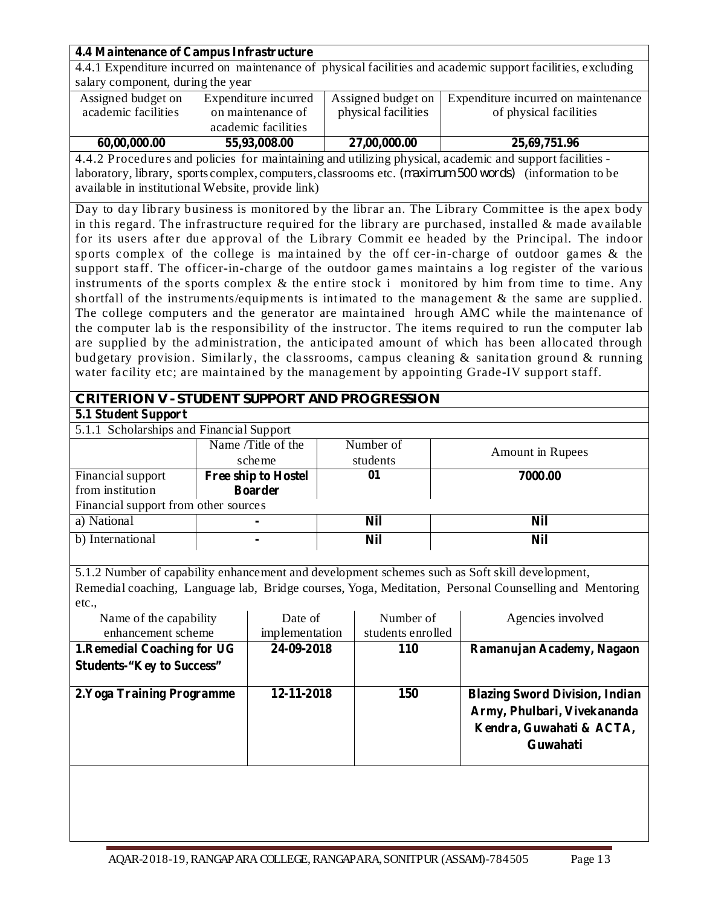**4.4 Maintenance of Campus Infrastructure**

4.4.1 Expenditure incurred on maintenance of physical facilities and academic support facilities, excluding salary component, during the year

| Assigned budget on academic facilities | Expenditure incurred on maintenance of academic facilities | Assigned budget on physical facilities | Expenditure incurred on maintenance of physical facilities |
|---|---|---|---|
| **60,00,000.00** | **55,93,008.00** | **27,00,000.00** | **25,69,751.96** |

4.4.2 Procedures and policies for maintaining and utilizing physical, academic and support facilities - laboratory, library, sports complex, computers, classrooms etc. (maximum 500 words) (information to be available in institutional Website, provide link)

Day to day library business is monitored by the librar an. The Library Committee is the apex body in this regard. The infrastructure required for the library are purchased, installed & made available for its users after due approval of the Library Commit ee headed by the Principal. The indoor sports complex of the college is maintained by the off cer-in-charge of outdoor games & the support staff. The officer-in-charge of the outdoor games maintains a log register of the various instruments of the sports complex & the entire stock i monitored by him from time to time. Any shortfall of the instruments/equipments is intimated to the management & the same are supplied. The college computers and the generator are maintained hrough AMC while the maintenance of the computer lab is the responsibility of the instructor. The items required to run the computer lab are supplied by the administration, the anticipated amount of which has been allocated through budgetary provision. Similarly, the classrooms, campus cleaning & sanitation ground & running water facility etc; are maintained by the management by appointing Grade-IV support staff.

## CRITERION V - STUDENT SUPPORT AND PROGRESSION

**5.1 Student Support**

5.1.1 Scholarships and Financial Support

| | Name /Title of the scheme | Number of students | Amount in Rupees |
|---|---|---|---|
| Financial support from institution | **Free ship to Hostel Boarder** | **01** | **7000.00** |
| Financial support from other sources | | | |
| a) National | **-** | **Nil** | **Nil** |
| b) International | **-** | **Nil** | **Nil** |

5.1.2 Number of capability enhancement and development schemes such as Soft skill development, Remedial coaching, Language lab, Bridge courses, Yoga, Meditation, Personal Counselling and Mentoring etc.,

| Name of the capability enhancement scheme | Date of implementation | Number of students enrolled | Agencies involved |
|---|---|---|---|
| **1.Remedial Coaching for UG Students-"Key to Success"** | **24-09-2018** | **110** | **Ramanujan Academy, Nagaon** |
| **2.Yoga Training Programme** | **12-11-2018** | **150** | **Blazing Sword Division, Indian Army, Phulbari, Vivekananda Kendra, Guwahati & ACTA, Guwahati** |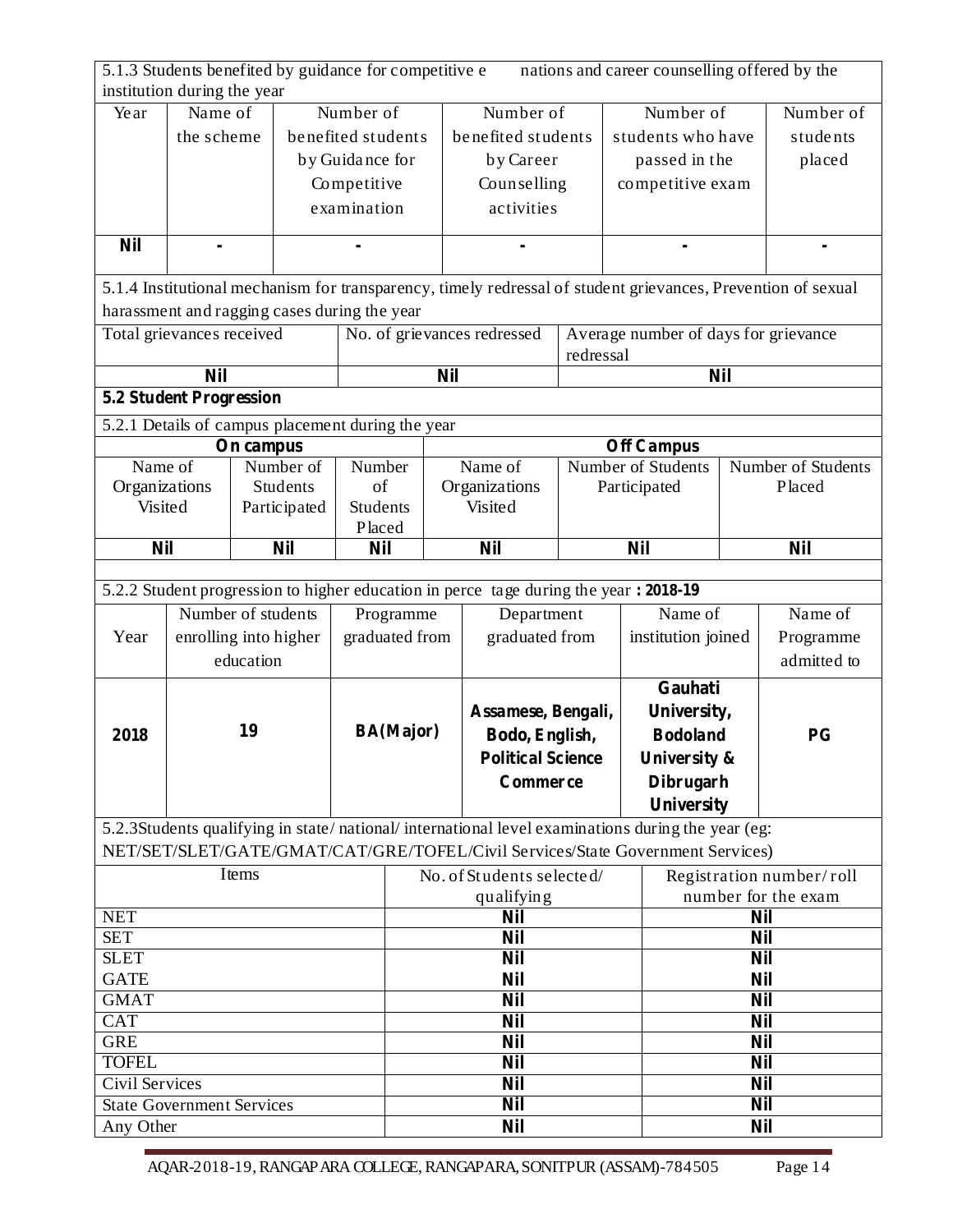5.1.3 Students benefited by guidance for competitive e nations and career counselling offered by the institution during the year

| Year | Name of the scheme | Number of benefited students by Guidance for Competitive examination | Number of benefited students by Career Counselling activities | Number of students who have passed in the competitive exam | Number of students placed |
|---|---|---|---|---|---|
| **Nil** | - | - | - | - | - |

5.1.4 Institutional mechanism for transparency, timely redressal of student grievances, Prevention of sexual harassment and ragging cases during the year

| Total grievances received | No. of grievances redressed | Average number of days for grievance redressal |
|---|---|---|
| **Nil** | **Nil** | **Nil** |

**5.2 Student Progression**

5.2.1 Details of campus placement during the year

| **On campus** | | | **Off Campus** | | |
|---|---|---|---|---|---|
| Name of Organizations Visited | Number of Students Participated | Number of Students Placed | Name of Organizations Visited | Number of Students Participated | Number of Students Placed |
| **Nil** | **Nil** | **Nil** | **Nil** | **Nil** | **Nil** |

5.2.2 Student progression to higher education in perce tage during the year **: 2018-19**

| Year | Number of students enrolling into higher education | Programme graduated from | Department graduated from | Name of institution joined | Name of Programme admitted to |
|---|---|---|---|---|---|
| **2018** | **19** | **BA(Major)** | **Assamese, Bengali, Bodo, English, Political Science Commerce** | **Gauhati University, Bodoland University & Dibrugarh University** | **PG** |

5.2.3Students qualifying in state/ national/ international level examinations during the year (eg: NET/SET/SLET/GATE/GMAT/CAT/GRE/TOFEL/Civil Services/State Government Services)

| Items | No. of Students selected/ qualifying | Registration number/roll number for the exam |
|---|---|---|
| NET | **Nil** | **Nil** |
| SET | **Nil** | **Nil** |
| SLET | **Nil** | **Nil** |
| GATE | **Nil** | **Nil** |
| GMAT | **Nil** | **Nil** |
| CAT | **Nil** | **Nil** |
| GRE | **Nil** | **Nil** |
| TOFEL | **Nil** | **Nil** |
| Civil Services | **Nil** | **Nil** |
| State Government Services | **Nil** | **Nil** |
| Any Other | **Nil** | **Nil** |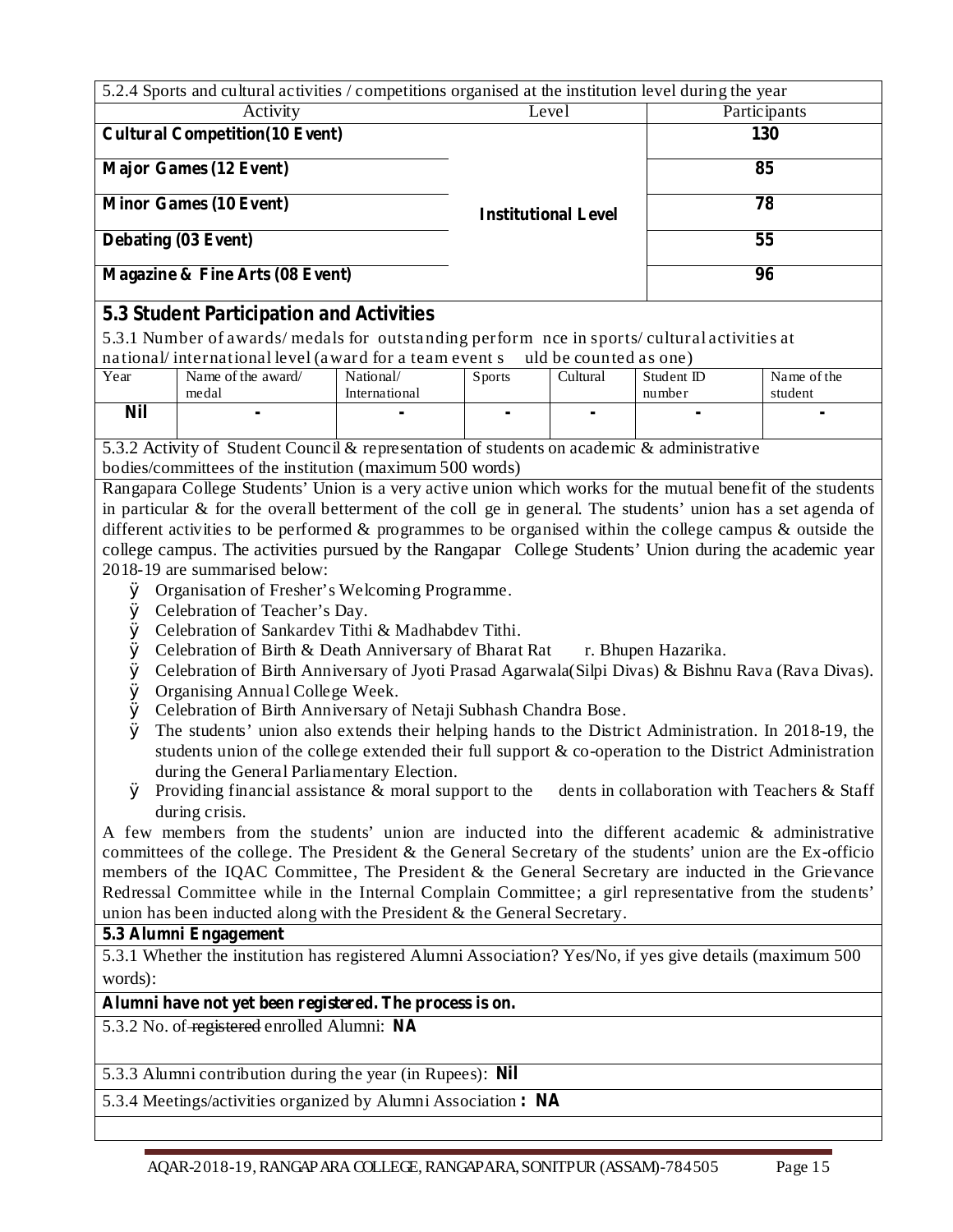| 5.2.4 Sports and cultural activities / competitions organised at the institution level during the year | | |
|---|---|---|
| Activity | Level | Participants |
| **Cultural Competition(10 Event)** | **Institutional Level** | **130** |
| **Major Games (12 Event)** | | **85** |
| **Minor Games (10 Event)** | | **78** |
| **Debating (03 Event)** | | **55** |
| **Magazine & Fine Arts (08 Event)** | | **96** |

## 5.3 Student Participation and Activities

5.3.1 Number of awards/ medals for outstanding perform nce in sports/ cultural activities at national/ international level (award for a team event s uld be counted as one)

| Year | Name of the award/ medal | National/ International | Sports | Cultural | Student ID number | Name of the student |
|---|---|---|---|---|---|---|
| **Nil** | - | - | - | - | - | - |

5.3.2 Activity of Student Council & representation of students on academic & administrative bodies/committees of the institution (maximum 500 words)

Rangapara College Students' Union is a very active union which works for the mutual benefit of the students in particular & for the overall betterment of the coll ge in general. The students' union has a set agenda of different activities to be performed & programmes to be organised within the college campus & outside the college campus. The activities pursued by the Rangapar College Students' Union during the academic year 2018-19 are summarised below:

- Organisation of Fresher's Welcoming Programme.
- Celebration of Teacher's Day.
- Celebration of Sankardev Tithi & Madhabdev Tithi.
- Celebration of Birth & Death Anniversary of Bharat Rat r. Bhupen Hazarika.
- Celebration of Birth Anniversary of Jyoti Prasad Agarwala(Silpi Divas) & Bishnu Rava (Rava Divas).
- Organising Annual College Week.
- Celebration of Birth Anniversary of Netaji Subhash Chandra Bose.
- The students' union also extends their helping hands to the District Administration. In 2018-19, the students union of the college extended their full support & co-operation to the District Administration during the General Parliamentary Election.
- Providing financial assistance & moral support to the dents in collaboration with Teachers & Staff during crisis.

A few members from the students' union are inducted into the different academic & administrative committees of the college. The President & the General Secretary of the students' union are the Ex-officio members of the IQAC Committee, The President & the General Secretary are inducted in the Grievance Redressal Committee while in the Internal Complain Committee; a girl representative from the students' union has been inducted along with the President & the General Secretary.

### 5.3 Alumni Engagement

5.3.1 Whether the institution has registered Alumni Association? Yes/No, if yes give details (maximum 500 words):

**Alumni have not yet been registered. The process is on.**

5.3.2 No. of ~~registered~~ enrolled Alumni: **NA**

5.3.3 Alumni contribution during the year (in Rupees): **Nil**

5.3.4 Meetings/activities organized by Alumni Association **: NA**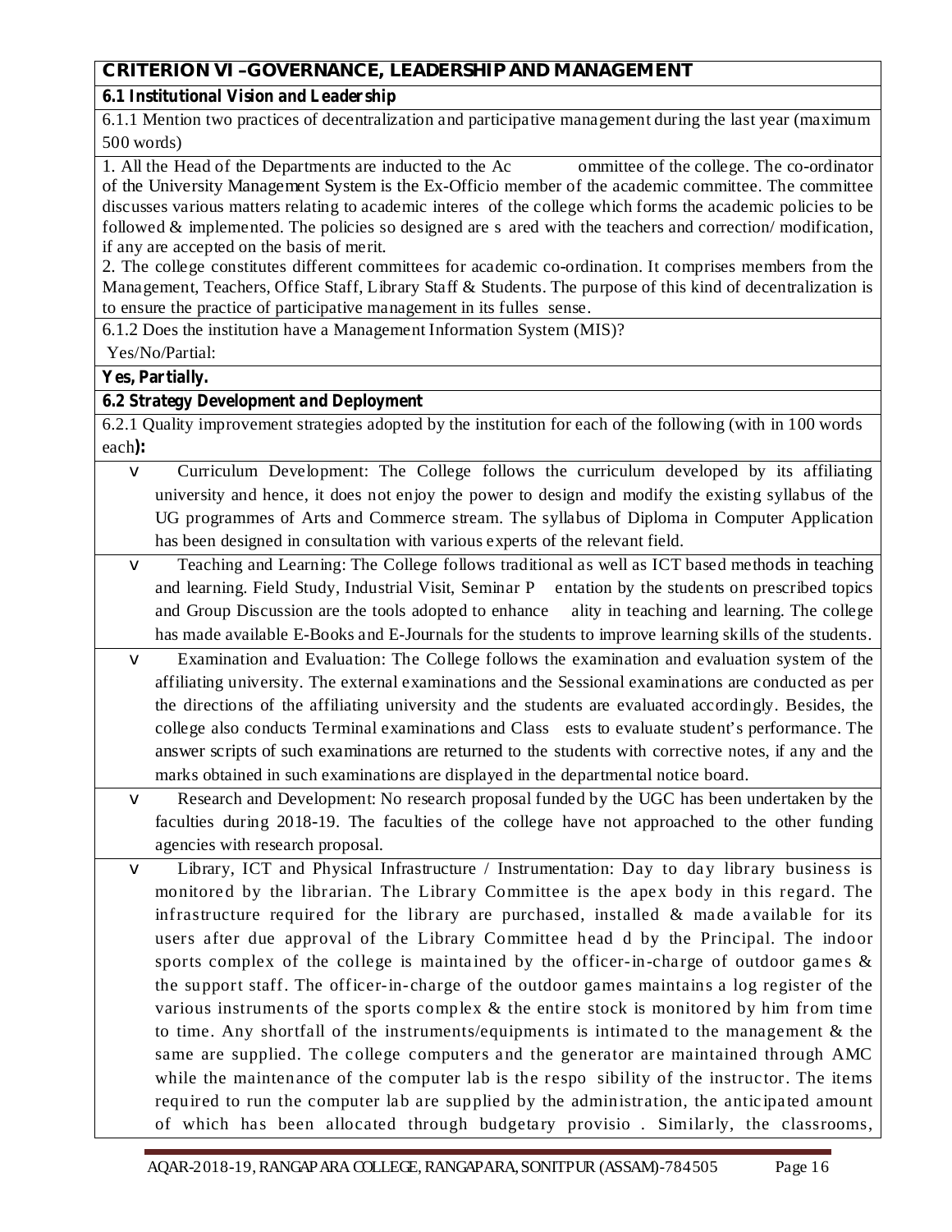## CRITERION VI –GOVERNANCE, LEADERSHIP AND MANAGEMENT

### 6.1 Institutional Vision and Leadership

6.1.1 Mention two practices of decentralization and participative management during the last year (maximum 500 words)

1. All the Head of the Departments are inducted to the Ac ommittee of the college. The co-ordinator of the University Management System is the Ex-Officio member of the academic committee. The committee discusses various matters relating to academic interes of the college which forms the academic policies to be followed & implemented. The policies so designed are s ared with the teachers and correction/ modification, if any are accepted on the basis of merit.
2. The college constitutes different committees for academic co-ordination. It comprises members from the Management, Teachers, Office Staff, Library Staff & Students. The purpose of this kind of decentralization is to ensure the practice of participative management in its fulles sense.

6.1.2 Does the institution have a Management Information System (MIS)?
Yes/No/Partial:

**Yes, Partially.**

### 6.2 Strategy Development and Deployment

6.2.1 Quality improvement strategies adopted by the institution for each of the following (with in 100 words each**):**

- Curriculum Development: The College follows the curriculum developed by its affiliating university and hence, it does not enjoy the power to design and modify the existing syllabus of the UG programmes of Arts and Commerce stream. The syllabus of Diploma in Computer Application has been designed in consultation with various experts of the relevant field.
- Teaching and Learning: The College follows traditional as well as ICT based methods in teaching and learning. Field Study, Industrial Visit, Seminar P entation by the students on prescribed topics and Group Discussion are the tools adopted to enhance ality in teaching and learning. The college has made available E-Books and E-Journals for the students to improve learning skills of the students.
- Examination and Evaluation: The College follows the examination and evaluation system of the affiliating university. The external examinations and the Sessional examinations are conducted as per the directions of the affiliating university and the students are evaluated accordingly. Besides, the college also conducts Terminal examinations and Class ests to evaluate student's performance. The answer scripts of such examinations are returned to the students with corrective notes, if any and the marks obtained in such examinations are displayed in the departmental notice board.
- Research and Development: No research proposal funded by the UGC has been undertaken by the faculties during 2018-19. The faculties of the college have not approached to the other funding agencies with research proposal.
- Library, ICT and Physical Infrastructure / Instrumentation: Day to day library business is monitored by the librarian. The Library Committee is the apex body in this regard. The infrastructure required for the library are purchased, installed & made available for its users after due approval of the Library Committee head d by the Principal. The indoor sports complex of the college is maintained by the officer-in-charge of outdoor games & the support staff. The officer-in-charge of the outdoor games maintains a log register of the various instruments of the sports complex & the entire stock is monitored by him from time to time. Any shortfall of the instruments/equipments is intimated to the management & the same are supplied. The college computers and the generator are maintained through AMC while the maintenance of the computer lab is the respo sibility of the instructor. The items required to run the computer lab are supplied by the administration, the anticipated amount of which has been allocated through budgetary provisio . Similarly, the classrooms,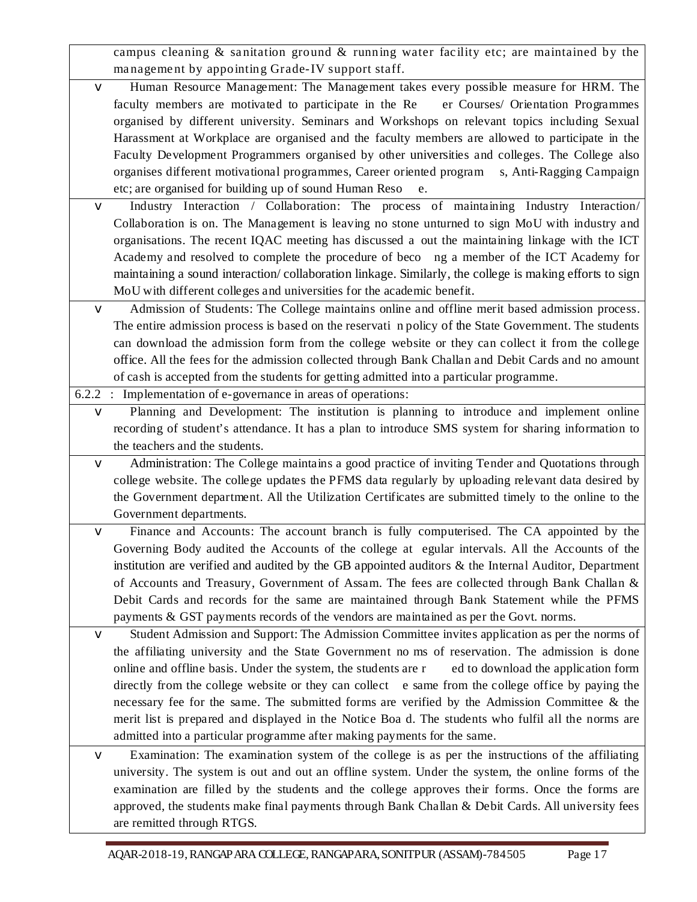campus cleaning & sanitation ground & running water facility etc; are maintained by the management by appointing Grade-IV support staff.

- Human Resource Management: The Management takes every possible measure for HRM. The faculty members are motivated to participate in the Re er Courses/ Orientation Programmes organised by different university. Seminars and Workshops on relevant topics including Sexual Harassment at Workplace are organised and the faculty members are allowed to participate in the Faculty Development Programmers organised by other universities and colleges. The College also organises different motivational programmes, Career oriented program s, Anti-Ragging Campaign etc; are organised for building up of sound Human Reso e.
- Industry Interaction / Collaboration: The process of maintaining Industry Interaction/ Collaboration is on. The Management is leaving no stone unturned to sign MoU with industry and organisations. The recent IQAC meeting has discussed a out the maintaining linkage with the ICT Academy and resolved to complete the procedure of beco ng a member of the ICT Academy for maintaining a sound interaction/ collaboration linkage. Similarly, the college is making efforts to sign MoU with different colleges and universities for the academic benefit.
- Admission of Students: The College maintains online and offline merit based admission process. The entire admission process is based on the reservati n policy of the State Government. The students can download the admission form from the college website or they can collect it from the college office. All the fees for the admission collected through Bank Challan and Debit Cards and no amount of cash is accepted from the students for getting admitted into a particular programme.

6.2.2 : Implementation of e-governance in areas of operations:

- Planning and Development: The institution is planning to introduce and implement online recording of student's attendance. It has a plan to introduce SMS system for sharing information to the teachers and the students.
- Administration: The College maintains a good practice of inviting Tender and Quotations through college website. The college updates the PFMS data regularly by uploading relevant data desired by the Government department. All the Utilization Certificates are submitted timely to the online to the Government departments.
- Finance and Accounts: The account branch is fully computerised. The CA appointed by the Governing Body audited the Accounts of the college at egular intervals. All the Accounts of the institution are verified and audited by the GB appointed auditors & the Internal Auditor, Department of Accounts and Treasury, Government of Assam. The fees are collected through Bank Challan & Debit Cards and records for the same are maintained through Bank Statement while the PFMS payments & GST payments records of the vendors are maintained as per the Govt. norms.
- Student Admission and Support: The Admission Committee invites application as per the norms of the affiliating university and the State Government no ms of reservation. The admission is done online and offline basis. Under the system, the students are r ed to download the application form directly from the college website or they can collect e same from the college office by paying the necessary fee for the same. The submitted forms are verified by the Admission Committee & the merit list is prepared and displayed in the Notice Boa d. The students who fulfil all the norms are admitted into a particular programme after making payments for the same.
- Examination: The examination system of the college is as per the instructions of the affiliating university. The system is out and out an offline system. Under the system, the online forms of the examination are filled by the students and the college approves their forms. Once the forms are approved, the students make final payments through Bank Challan & Debit Cards. All university fees are remitted through RTGS.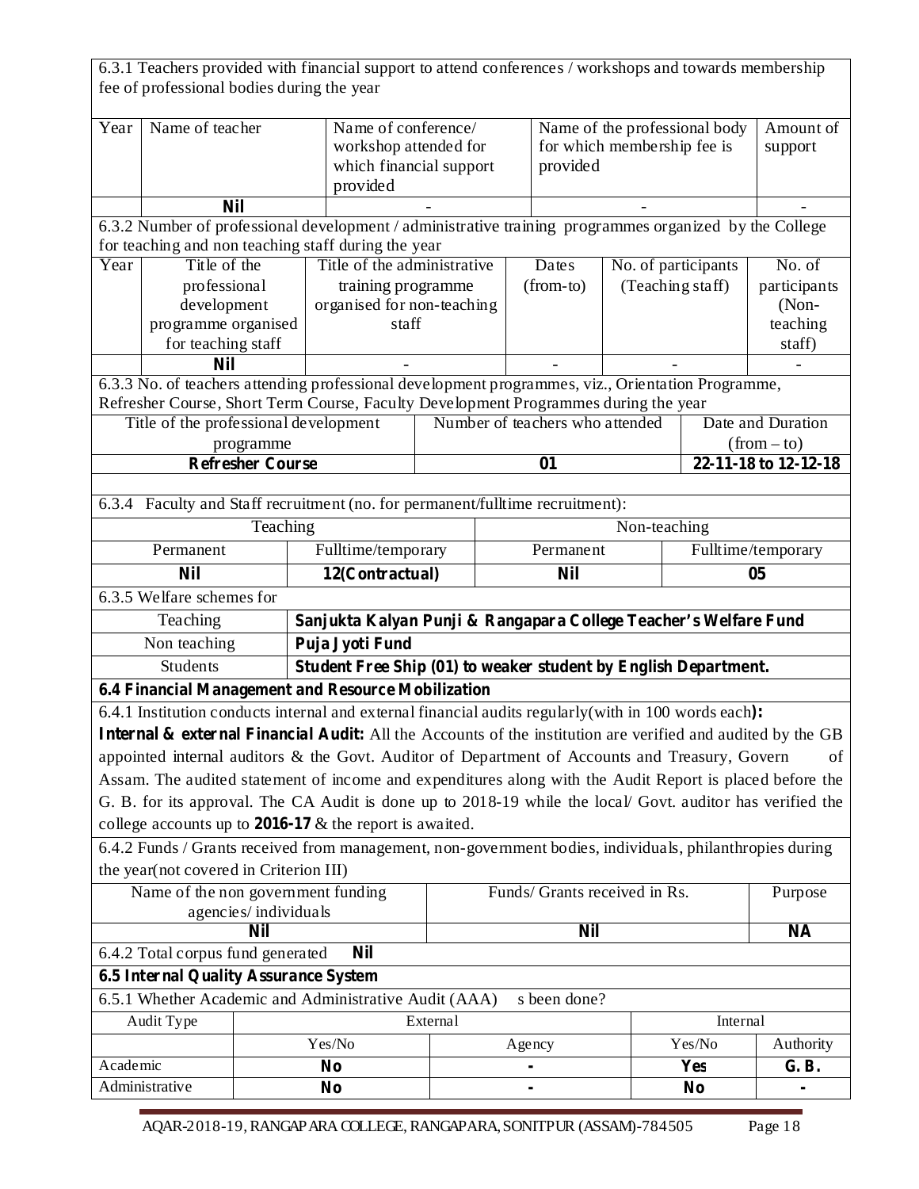6.3.1 Teachers provided with financial support to attend conferences / workshops and towards membership fee of professional bodies during the year

| Year | Name of teacher | Name of conference/ workshop attended for which financial support provided | Name of the professional body for which membership fee is provided | Amount of support |
|---|---|---|---|---|
| | **Nil** | - | - | - |

6.3.2 Number of professional development / administrative training programmes organized by the College for teaching and non teaching staff during the year

| Year | Title of the professional development programme organised for teaching staff | Title of the administrative training programme organised for non-teaching staff | Dates (from-to) | No. of participants (Teaching staff) | No. of participants (Non-teaching staff) |
|---|---|---|---|---|---|
| | **Nil** | - | - | - | - |

6.3.3 No. of teachers attending professional development programmes, viz., Orientation Programme, Refresher Course, Short Term Course, Faculty Development Programmes during the year

| Title of the professional development programme | Number of teachers who attended | Date and Duration (from – to) |
|---|---|---|
| **Refresher Course** | **01** | **22-11-18 to 12-12-18** |

6.3.4 Faculty and Staff recruitment (no. for permanent/fulltime recruitment):

| Teaching | | Non-teaching | |
|---|---|---|---|
| Permanent | Fulltime/temporary | Permanent | Fulltime/temporary |
| **Nil** | **12(Contractual)** | **Nil** | **05** |

6.3.5 Welfare schemes for

| | |
|---|---|
| Teaching | **Sanjukta Kalyan Punji & Rangapara College Teacher's Welfare Fund** |
| Non teaching | **Puja Jyoti Fund** |
| Students | **Student Free Ship (01) to weaker student by English Department.** |

**6.4 Financial Management and Resource Mobilization**

6.4.1 Institution conducts internal and external financial audits regularly(with in 100 words each)**:**

**Internal & external Financial Audit:** All the Accounts of the institution are verified and audited by the GB appointed internal auditors & the Govt. Auditor of Department of Accounts and Treasury, Govern of Assam. The audited statement of income and expenditures along with the Audit Report is placed before the G. B. for its approval. The CA Audit is done up to 2018-19 while the local/ Govt. auditor has verified the college accounts up to **2016-17** & the report is awaited.

6.4.2 Funds / Grants received from management, non-government bodies, individuals, philanthropies during the year(not covered in Criterion III)

| Name of the non government funding agencies/ individuals | Funds/ Grants received in Rs. | Purpose |
|---|---|---|
| **Nil** | **Nil** | **NA** |

6.4.2 Total corpus fund generated **Nil**

**6.5 Internal Quality Assurance System**

6.5.1 Whether Academic and Administrative Audit (AAA) s been done?

| Audit Type | External | | Internal | |
|---|---|---|---|---|
| | Yes/No | Agency | Yes/No | Authority |
| Academic | **No** | **-** | **Yes** | **G. B.** |
| Administrative | **No** | **-** | **No** | **-** |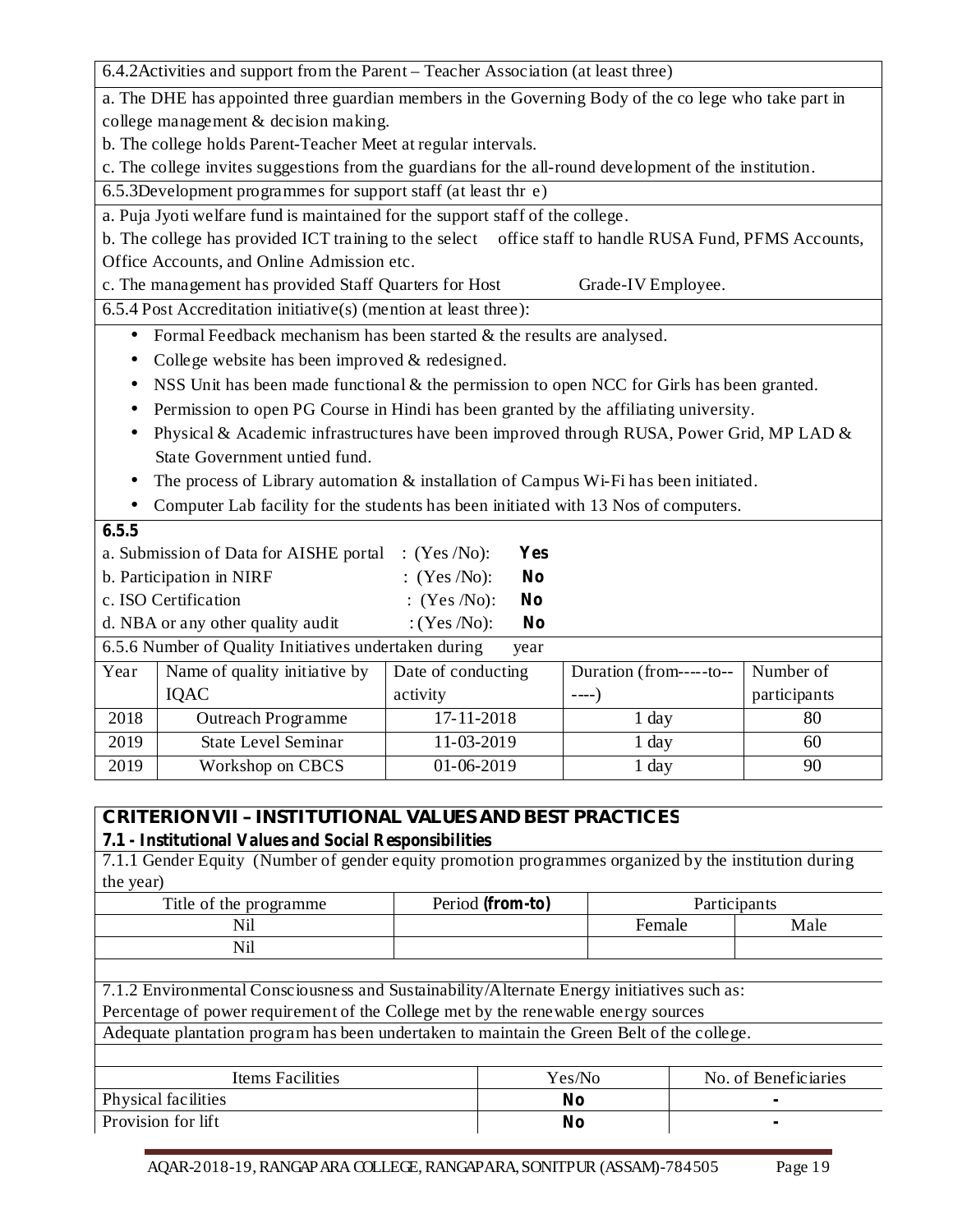6.4.2 Activities and support from the Parent – Teacher Association (at least three)

a. The DHE has appointed three guardian members in the Governing Body of the co lege who take part in college management & decision making.

b. The college holds Parent-Teacher Meet at regular intervals.

c. The college invites suggestions from the guardians for the all-round development of the institution.

6.5.3 Development programmes for support staff (at least thr e)

a. Puja Jyoti welfare fund is maintained for the support staff of the college.

b. The college has provided ICT training to the select office staff to handle RUSA Fund, PFMS Accounts, Office Accounts, and Online Admission etc.

c. The management has provided Staff Quarters for Host Grade-IV Employee.

6.5.4 Post Accreditation initiative(s) (mention at least three):

- Formal Feedback mechanism has been started & the results are analysed.
- College website has been improved & redesigned.
- NSS Unit has been made functional & the permission to open NCC for Girls has been granted.
- Permission to open PG Course in Hindi has been granted by the affiliating university.
- Physical & Academic infrastructures have been improved through RUSA, Power Grid, MP LAD & State Government untied fund.
- The process of Library automation & installation of Campus Wi-Fi has been initiated.
- Computer Lab facility for the students has been initiated with 13 Nos of computers.

**6.5.5**

a. Submission of Data for AISHE portal : (Yes /No): **Yes**

b. Participation in NIRF : (Yes /No): **No**

c. ISO Certification : (Yes /No): **No**

d. NBA or any other quality audit : (Yes /No): **No**

6.5.6 Number of Quality Initiatives undertaken during year

| Year | Name of quality initiative by IQAC | Date of conducting activity | Duration (from-----to------) | Number of participants |
|---|---|---|---|---|
| 2018 | Outreach Programme | 17-11-2018 | 1 day | 80 |
| 2019 | State Level Seminar | 11-03-2019 | 1 day | 60 |
| 2019 | Workshop on CBCS | 01-06-2019 | 1 day | 90 |

## CRITERION VII – INSTITUTIONAL VALUES AND BEST PRACTICES

### 7.1 - Institutional Values and Social Responsibilities

7.1.1 Gender Equity (Number of gender equity promotion programmes organized by the institution during the year)

| Title of the programme | Period **(from-to)** | Participants | |
|---|---|---|---|
| | | Female | Male |
| Nil | | | |
| Nil | | | |

7.1.2 Environmental Consciousness and Sustainability/Alternate Energy initiatives such as:

Percentage of power requirement of the College met by the renewable energy sources

Adequate plantation program has been undertaken to maintain the Green Belt of the college.

| Items Facilities | Yes/No | No. of Beneficiaries |
|---|---|---|
| Physical facilities | **No** | - |
| Provision for lift | **No** | - |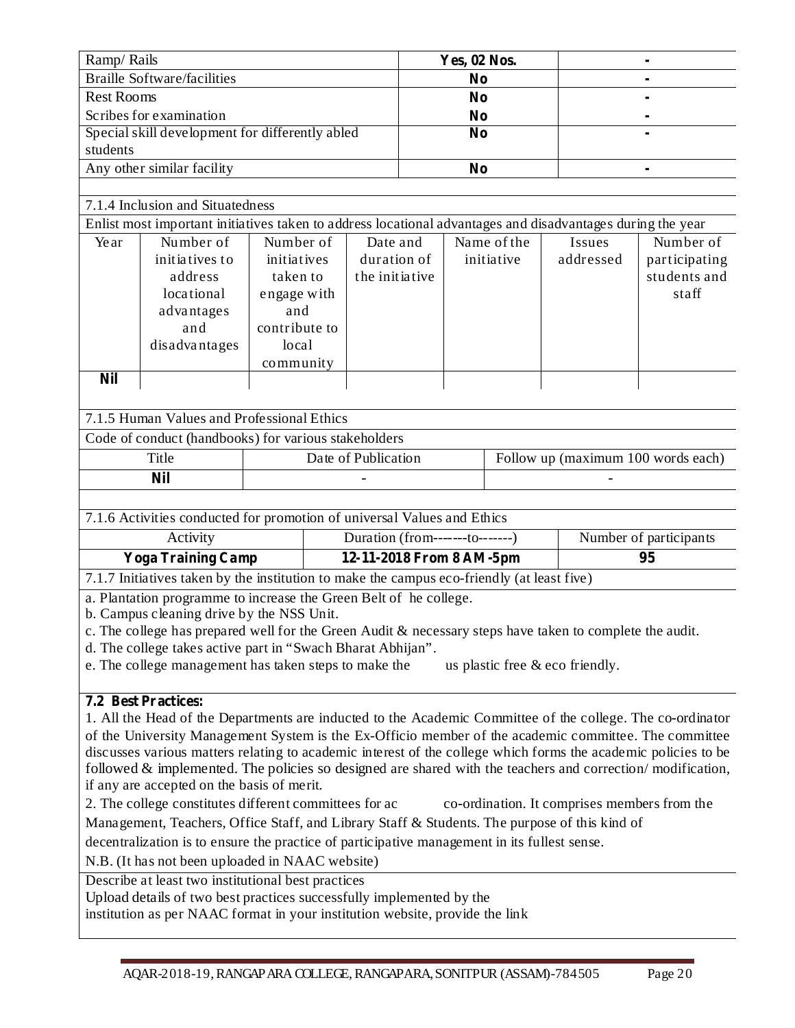| Ramp/ Rails | **Yes, 02 Nos.** | - |
|---|---|---|
| Braille Software/facilities | **No** | - |
| Rest Rooms | **No** | - |
| Scribes for examination | **No** | - |
| Special skill development for differently abled students | **No** | - |
| Any other similar facility | **No** | - |

7.1.4 Inclusion and Situatedness

Enlist most important initiatives taken to address locational advantages and disadvantages during the year

| Year | Number of initiatives to address locational advantages and disadvantages | Number of initiatives taken to engage with and contribute to local community | Date and duration of the initiative | Name of the initiative | Issues addressed | Number of participating students and staff |
|---|---|---|---|---|---|---|
| **Nil** | | | | | | |

7.1.5 Human Values and Professional Ethics

Code of conduct (handbooks) for various stakeholders

| Title | Date of Publication | Follow up (maximum 100 words each) |
|---|---|---|
| **Nil** | - | - |

7.1.6 Activities conducted for promotion of universal Values and Ethics

| Activity | Duration (from-------to-------) | Number of participants |
|---|---|---|
| **Yoga Training Camp** | **12-11-2018 From 8 AM -5pm** | **95** |

7.1.7 Initiatives taken by the institution to make the campus eco-friendly (at least five)

a. Plantation programme to increase the Green Belt of he college.
b. Campus cleaning drive by the NSS Unit.
c. The college has prepared well for the Green Audit & necessary steps have taken to complete the audit.
d. The college takes active part in "Swach Bharat Abhijan".
e. The college management has taken steps to make the us plastic free & eco friendly.

**7.2 Best Practices:**

1. All the Head of the Departments are inducted to the Academic Committee of the college. The co-ordinator of the University Management System is the Ex-Officio member of the academic committee. The committee discusses various matters relating to academic interest of the college which forms the academic policies to be followed & implemented. The policies so designed are shared with the teachers and correction/ modification, if any are accepted on the basis of merit.

2. The college constitutes different committees for ac co-ordination. It comprises members from the Management, Teachers, Office Staff, and Library Staff & Students. The purpose of this kind of decentralization is to ensure the practice of participative management in its fullest sense.

N.B. (It has not been uploaded in NAAC website)

Describe at least two institutional best practices

Upload details of two best practices successfully implemented by the institution as per NAAC format in your institution website, provide the link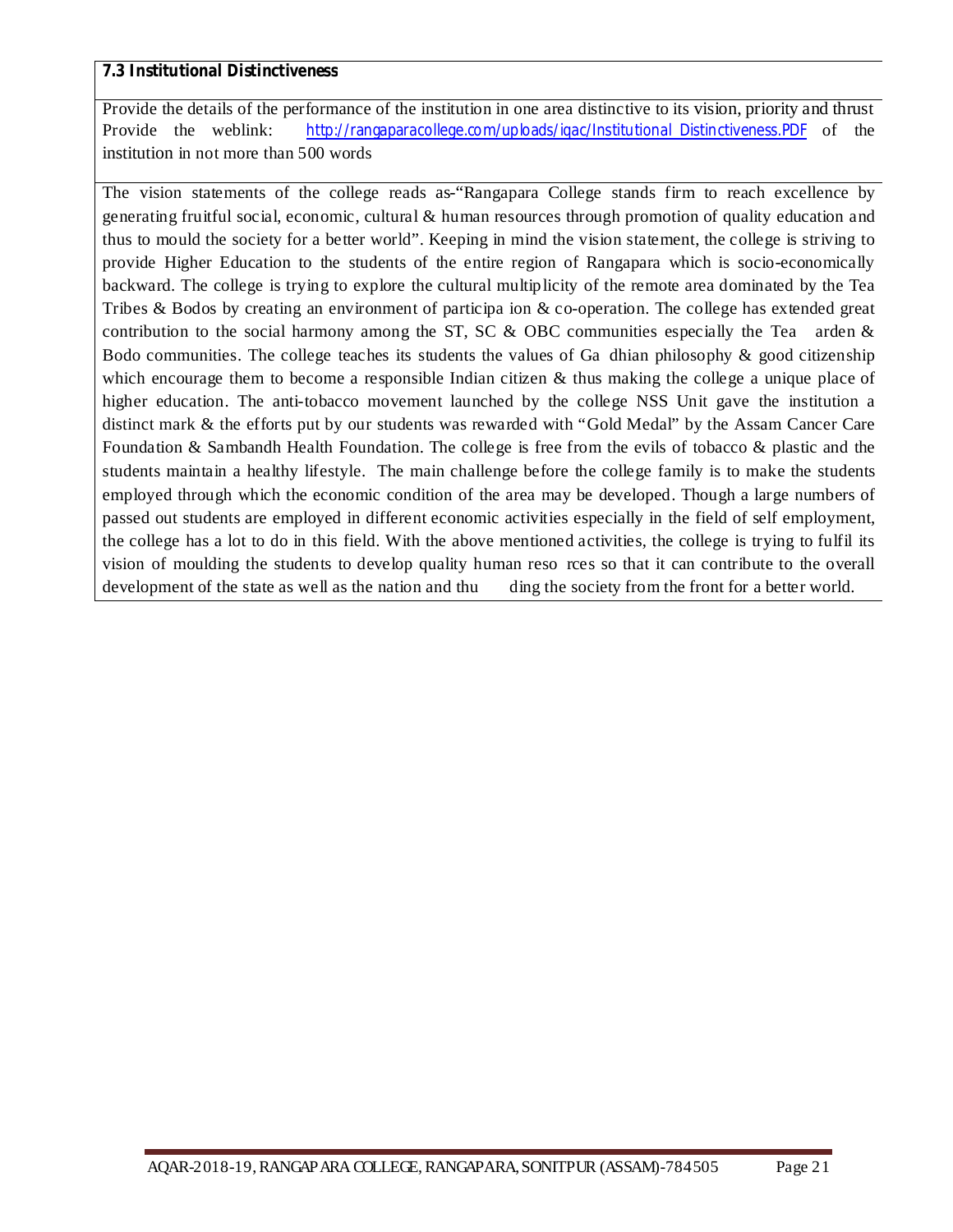**7.3 Institutional Distinctiveness**

Provide the details of the performance of the institution in one area distinctive to its vision, priority and thrust Provide the weblink: http://rangaparacollege.com/uploads/iqac/Institutional Distinctiveness.PDF of the institution in not more than 500 words

The vision statements of the college reads as-"Rangapara College stands firm to reach excellence by generating fruitful social, economic, cultural & human resources through promotion of quality education and thus to mould the society for a better world". Keeping in mind the vision statement, the college is striving to provide Higher Education to the students of the entire region of Rangapara which is socio-economically backward. The college is trying to explore the cultural multiplicity of the remote area dominated by the Tea Tribes & Bodos by creating an environment of participa ion & co-operation. The college has extended great contribution to the social harmony among the ST, SC & OBC communities especially the Tea arden & Bodo communities. The college teaches its students the values of Ga dhian philosophy & good citizenship which encourage them to become a responsible Indian citizen & thus making the college a unique place of higher education. The anti-tobacco movement launched by the college NSS Unit gave the institution a distinct mark & the efforts put by our students was rewarded with "Gold Medal" by the Assam Cancer Care Foundation & Sambandh Health Foundation. The college is free from the evils of tobacco & plastic and the students maintain a healthy lifestyle. The main challenge before the college family is to make the students employed through which the economic condition of the area may be developed. Though a large numbers of passed out students are employed in different economic activities especially in the field of self employment, the college has a lot to do in this field. With the above mentioned activities, the college is trying to fulfil its vision of moulding the students to develop quality human reso rces so that it can contribute to the overall development of the state as well as the nation and thu ding the society from the front for a better world.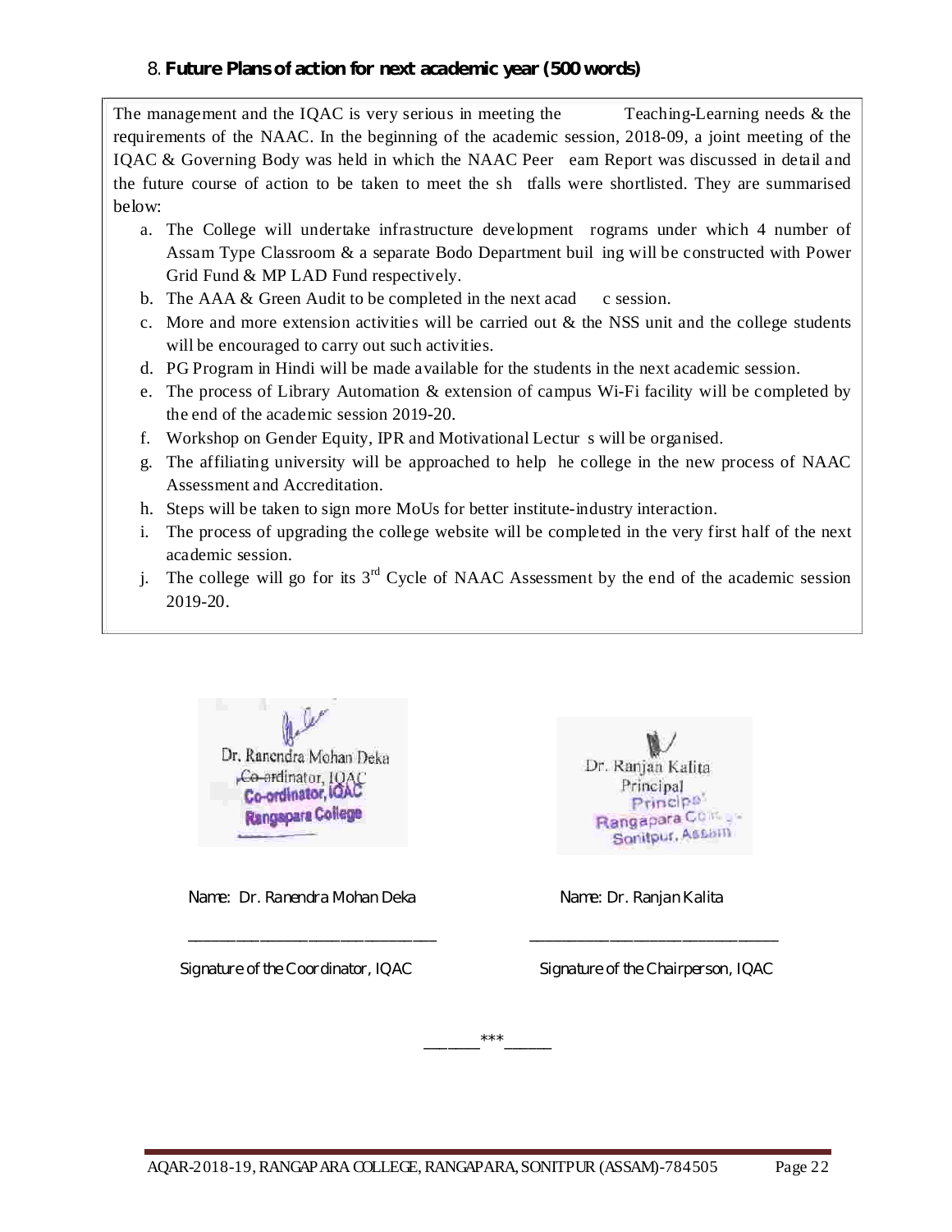## 8. **Future Plans of action for next academic year (500 words)**

The management and the IQAC is very serious in meeting the Teaching-Learning needs & the requirements of the NAAC. In the beginning of the academic session, 2018-09, a joint meeting of the IQAC & Governing Body was held in which the NAAC Peer eam Report was discussed in detail and the future course of action to be taken to meet the sh tfalls were shortlisted. They are summarised below:

a. The College will undertake infrastructure development rograms under which 4 number of Assam Type Classroom & a separate Bodo Department buil ing will be constructed with Power Grid Fund & MP LAD Fund respectively.
b. The AAA & Green Audit to be completed in the next acad c session.
c. More and more extension activities will be carried out & the NSS unit and the college students will be encouraged to carry out such activities.
d. PG Program in Hindi will be made available for the students in the next academic session.
e. The process of Library Automation & extension of campus Wi-Fi facility will be completed by the end of the academic session 2019-20.
f. Workshop on Gender Equity, IPR and Motivational Lectur s will be organised.
g. The affiliating university will be approached to help he college in the new process of NAAC Assessment and Accreditation.
h. Steps will be taken to sign more MoUs for better institute-industry interaction.
i. The process of upgrading the college website will be completed in the very first half of the next academic session.
j. The college will go for its 3rd Cycle of NAAC Assessment by the end of the academic session 2019-20.

Dr. Ranendra Mohan Deka
Co-ordinator, IQAC
Rangapara College

Dr. Ranjan Kalita
Principal
Rangapara College
Sonitpur, Assam

| Name: Dr. Ranendra Mohan Deka | Name: Dr. Ranjan Kalita |
|---|---|
| Signature of the Coordinator, IQAC | Signature of the Chairperson, IQAC |

\*\*\*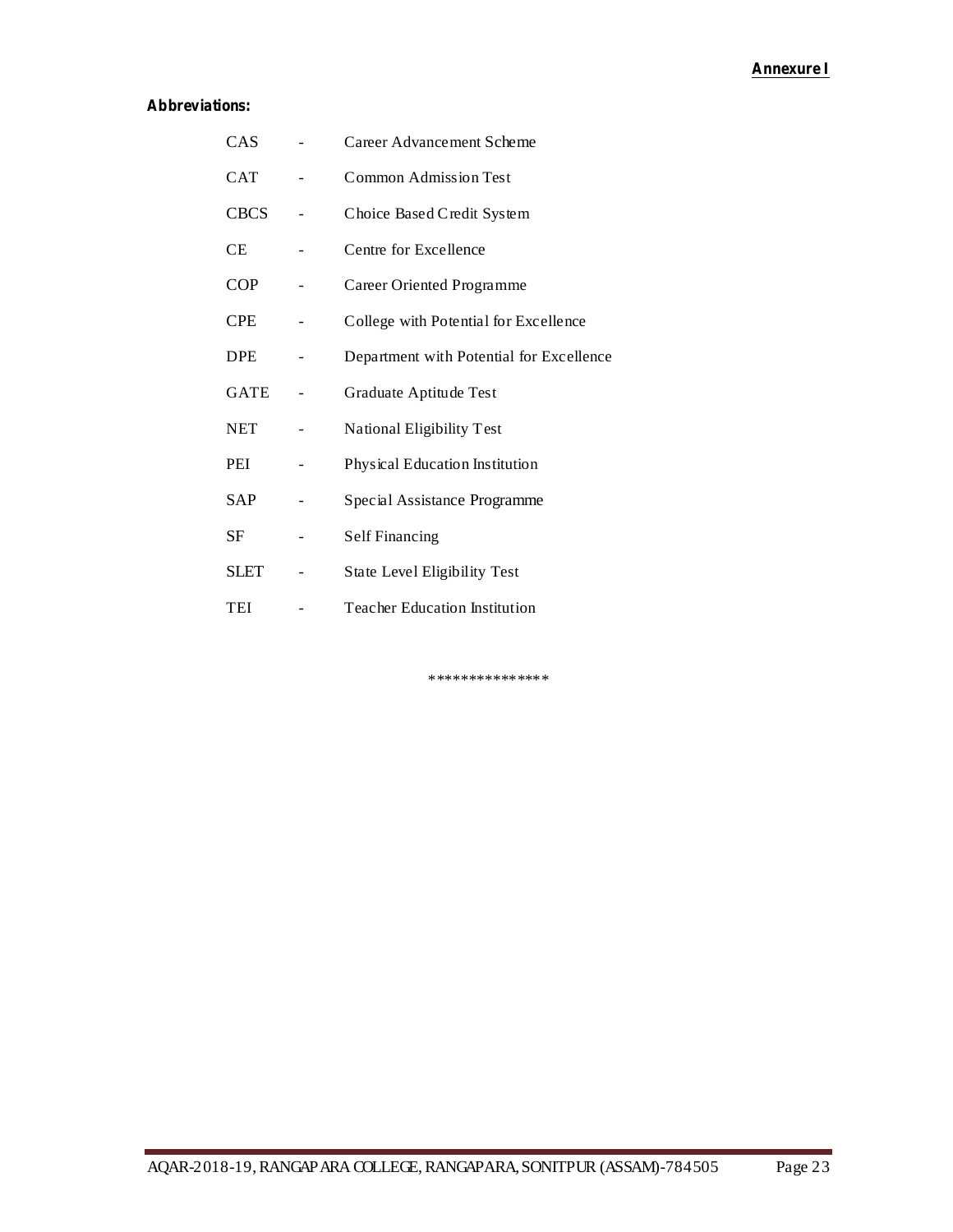**Annexure I**

**Abbreviations:**

| | | |
|---|---|---|
| CAS | - | Career Advancement Scheme |
| CAT | - | Common Admission Test |
| CBCS | - | Choice Based Credit System |
| CE | - | Centre for Excellence |
| COP | - | Career Oriented Programme |
| CPE | - | College with Potential for Excellence |
| DPE | - | Department with Potential for Excellence |
| GATE | - | Graduate Aptitude Test |
| NET | - | National Eligibility Test |
| PEI | - | Physical Education Institution |
| SAP | - | Special Assistance Programme |
| SF | - | Self Financing |
| SLET | - | State Level Eligibility Test |
| TEI | - | Teacher Education Institution |

**************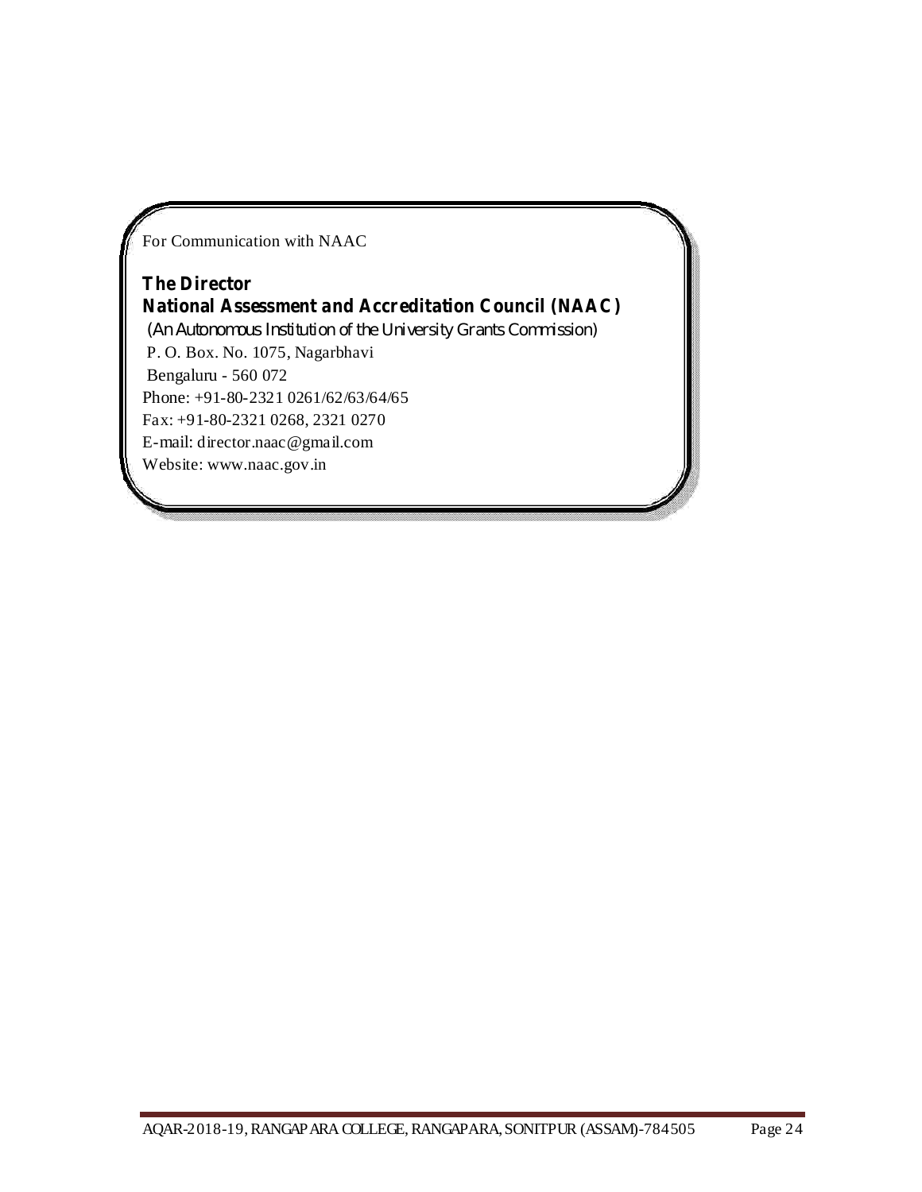For Communication with NAAC

**The Director**
**National Assessment and Accreditation Council (NAAC)**
(An Autonomous Institution of the University Grants Commission)
P. O. Box. No. 1075, Nagarbhavi
Bengaluru - 560 072
Phone: +91-80-2321 0261/62/63/64/65
Fax: +91-80-2321 0268, 2321 0270
E-mail: director.naac@gmail.com
Website: www.naac.gov.in